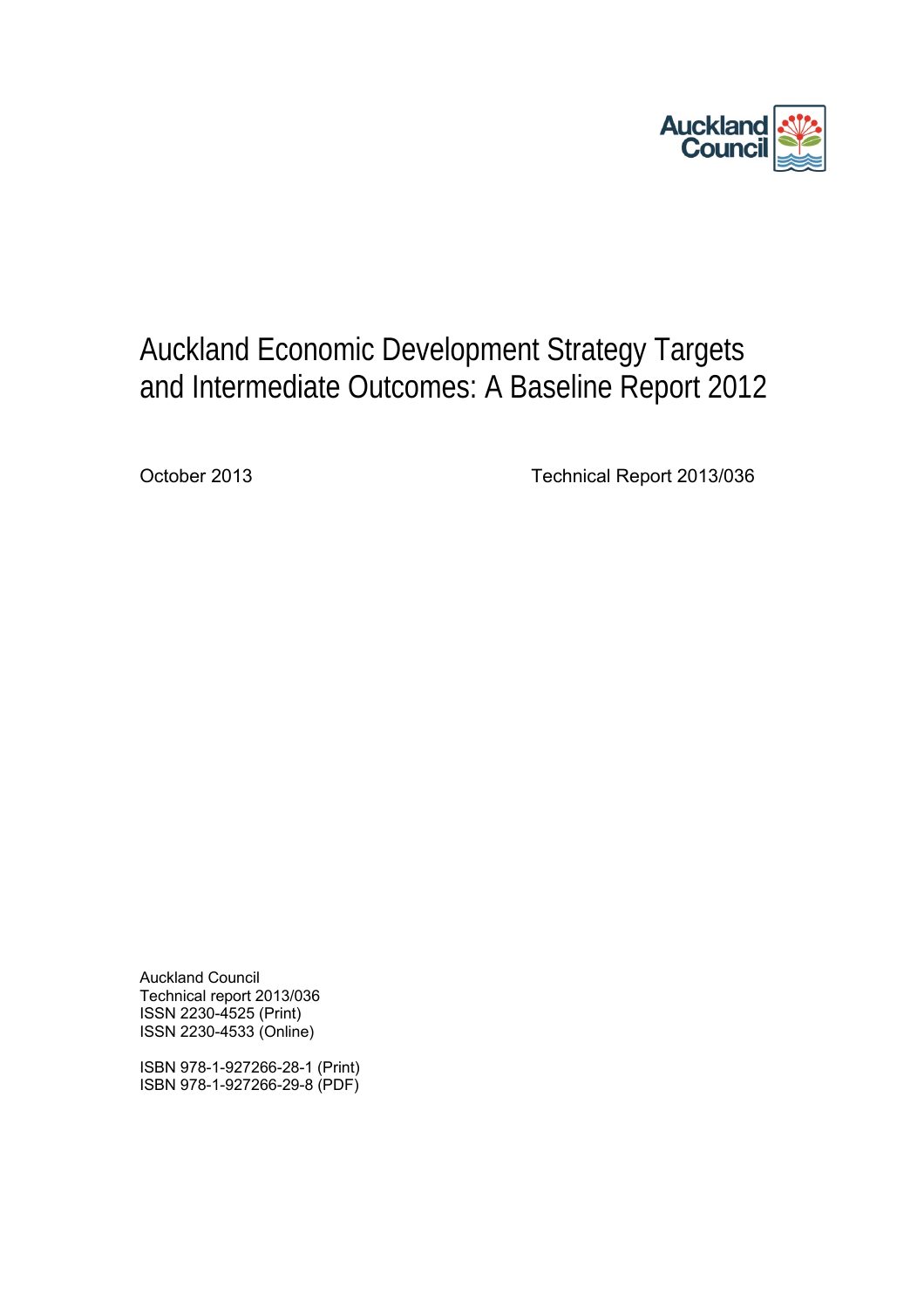# Auckland Economic Development Strategy Targets and Intermediate Outcomes: A Baseline Report 2012

October 2013

Technical Report 2013/036

Auckland Council
Technical report 2013/036
ISSN 2230-4525 (Print)
ISSN 2230-4533 (Online)

ISBN 978-1-927266-28-1 (Print)
ISBN 978-1-927266-29-8 (PDF)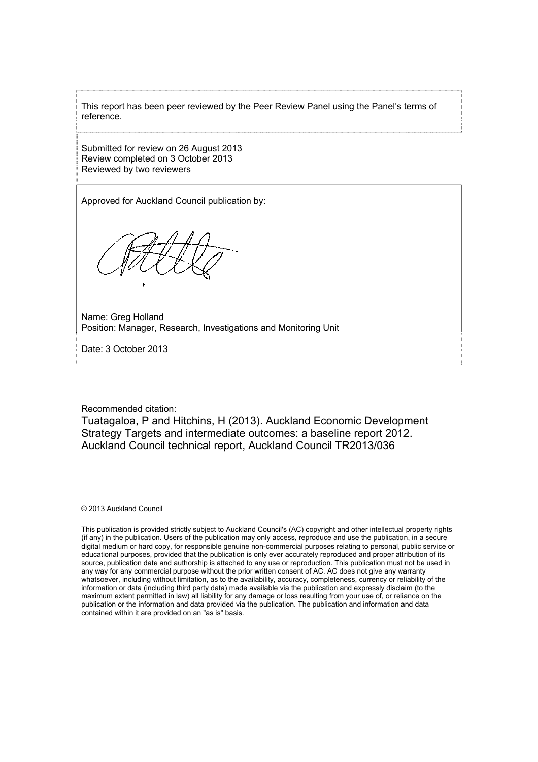This report has been peer reviewed by the Peer Review Panel using the Panel's terms of reference.

Submitted for review on 26 August 2013
Review completed on 3 October 2013
Reviewed by two reviewers

Approved for Auckland Council publication by:

Name: Greg Holland
Position: Manager, Research, Investigations and Monitoring Unit

Date: 3 October 2013

Recommended citation:
Tuatagaloa, P and Hitchins, H (2013). Auckland Economic Development Strategy Targets and intermediate outcomes: a baseline report 2012. Auckland Council technical report, Auckland Council TR2013/036

© 2013 Auckland Council

This publication is provided strictly subject to Auckland Council's (AC) copyright and other intellectual property rights (if any) in the publication. Users of the publication may only access, reproduce and use the publication, in a secure digital medium or hard copy, for responsible genuine non-commercial purposes relating to personal, public service or educational purposes, provided that the publication is only ever accurately reproduced and proper attribution of its source, publication date and authorship is attached to any use or reproduction. This publication must not be used in any way for any commercial purpose without the prior written consent of AC. AC does not give any warranty whatsoever, including without limitation, as to the availability, accuracy, completeness, currency or reliability of the information or data (including third party data) made available via the publication and expressly disclaim (to the maximum extent permitted in law) all liability for any damage or loss resulting from your use of, or reliance on the publication or the information and data provided via the publication. The publication and information and data contained within it are provided on an "as is" basis.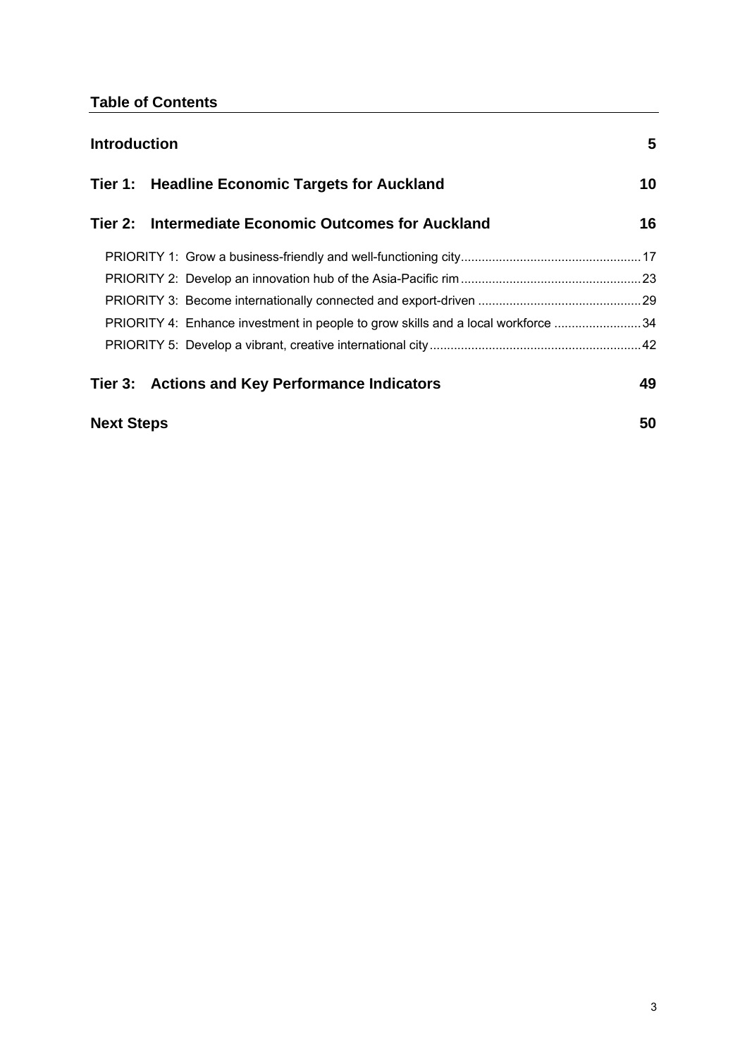## Table of Contents

**Introduction** 5

**Tier 1: Headline Economic Targets for Auckland** 10

**Tier 2: Intermediate Economic Outcomes for Auckland** 16

PRIORITY 1: Grow a business-friendly and well-functioning city 17

PRIORITY 2: Develop an innovation hub of the Asia-Pacific rim 23

PRIORITY 3: Become internationally connected and export-driven 29

PRIORITY 4: Enhance investment in people to grow skills and a local workforce 34

PRIORITY 5: Develop a vibrant, creative international city 42

**Tier 3: Actions and Key Performance Indicators** 49

**Next Steps** 50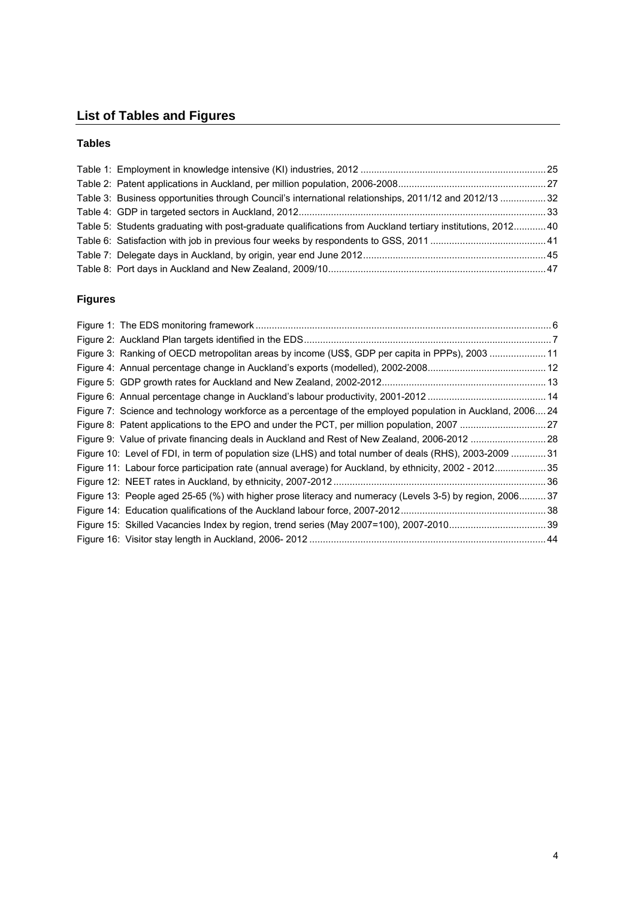## List of Tables and Figures

### Tables

Table 1: Employment in knowledge intensive (KI) industries, 2012 .......... 25
Table 2: Patent applications in Auckland, per million population, 2006-2008 .......... 27
Table 3: Business opportunities through Council's international relationships, 2011/12 and 2012/13 .......... 32
Table 4: GDP in targeted sectors in Auckland, 2012 .......... 33
Table 5: Students graduating with post-graduate qualifications from Auckland tertiary institutions, 2012 .......... 40
Table 6: Satisfaction with job in previous four weeks by respondents to GSS, 2011 .......... 41
Table 7: Delegate days in Auckland, by origin, year end June 2012 .......... 45
Table 8: Port days in Auckland and New Zealand, 2009/10 .......... 47

### Figures

Figure 1: The EDS monitoring framework .......... 6
Figure 2: Auckland Plan targets identified in the EDS .......... 7
Figure 3: Ranking of OECD metropolitan areas by income (US$, GDP per capita in PPPs), 2003 .......... 11
Figure 4: Annual percentage change in Auckland's exports (modelled), 2002-2008 .......... 12
Figure 5: GDP growth rates for Auckland and New Zealand, 2002-2012 .......... 13
Figure 6: Annual percentage change in Auckland's labour productivity, 2001-2012 .......... 14
Figure 7: Science and technology workforce as a percentage of the employed population in Auckland, 2006 .......... 24
Figure 8: Patent applications to the EPO and under the PCT, per million population, 2007 .......... 27
Figure 9: Value of private financing deals in Auckland and Rest of New Zealand, 2006-2012 .......... 28
Figure 10: Level of FDI, in term of population size (LHS) and total number of deals (RHS), 2003-2009 .......... 31
Figure 11: Labour force participation rate (annual average) for Auckland, by ethnicity, 2002 - 2012 .......... 35
Figure 12: NEET rates in Auckland, by ethnicity, 2007-2012 .......... 36
Figure 13: People aged 25-65 (%) with higher prose literacy and numeracy (Levels 3-5) by region, 2006 .......... 37
Figure 14: Education qualifications of the Auckland labour force, 2007-2012 .......... 38
Figure 15: Skilled Vacancies Index by region, trend series (May 2007=100), 2007-2010 .......... 39
Figure 16: Visitor stay length in Auckland, 2006- 2012 .......... 44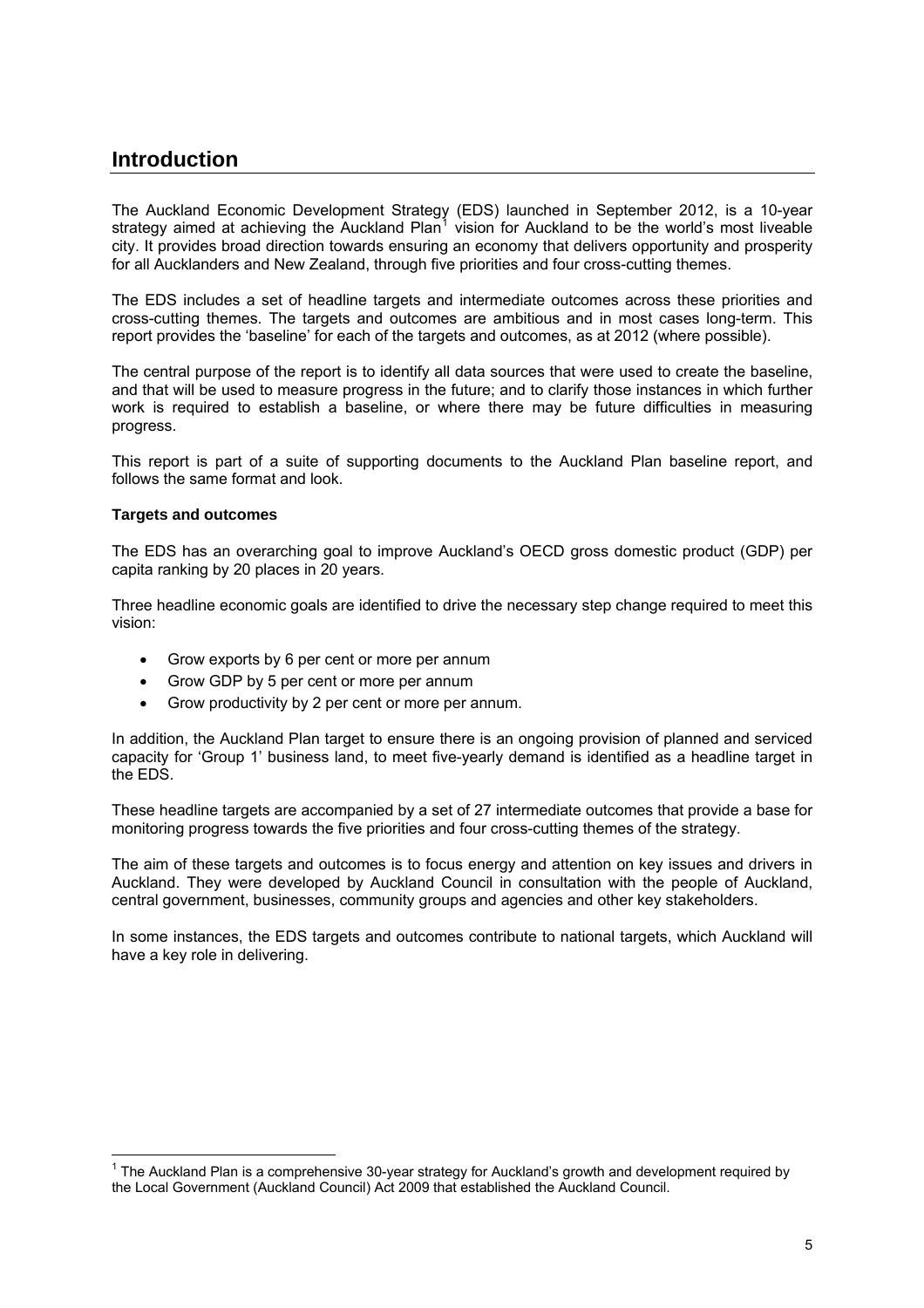# Introduction

The Auckland Economic Development Strategy (EDS) launched in September 2012, is a 10-year strategy aimed at achieving the Auckland Plan[1] vision for Auckland to be the world's most liveable city. It provides broad direction towards ensuring an economy that delivers opportunity and prosperity for all Aucklanders and New Zealand, through five priorities and four cross-cutting themes.

The EDS includes a set of headline targets and intermediate outcomes across these priorities and cross-cutting themes. The targets and outcomes are ambitious and in most cases long-term. This report provides the 'baseline' for each of the targets and outcomes, as at 2012 (where possible).

The central purpose of the report is to identify all data sources that were used to create the baseline, and that will be used to measure progress in the future; and to clarify those instances in which further work is required to establish a baseline, or where there may be future difficulties in measuring progress.

This report is part of a suite of supporting documents to the Auckland Plan baseline report, and follows the same format and look.

**Targets and outcomes**

The EDS has an overarching goal to improve Auckland's OECD gross domestic product (GDP) per capita ranking by 20 places in 20 years.

Three headline economic goals are identified to drive the necessary step change required to meet this vision:

- Grow exports by 6 per cent or more per annum
- Grow GDP by 5 per cent or more per annum
- Grow productivity by 2 per cent or more per annum.

In addition, the Auckland Plan target to ensure there is an ongoing provision of planned and serviced capacity for 'Group 1' business land, to meet five-yearly demand is identified as a headline target in the EDS.

These headline targets are accompanied by a set of 27 intermediate outcomes that provide a base for monitoring progress towards the five priorities and four cross-cutting themes of the strategy.

The aim of these targets and outcomes is to focus energy and attention on key issues and drivers in Auckland. They were developed by Auckland Council in consultation with the people of Auckland, central government, businesses, community groups and agencies and other key stakeholders.

In some instances, the EDS targets and outcomes contribute to national targets, which Auckland will have a key role in delivering.

[1] The Auckland Plan is a comprehensive 30-year strategy for Auckland's growth and development required by the Local Government (Auckland Council) Act 2009 that established the Auckland Council.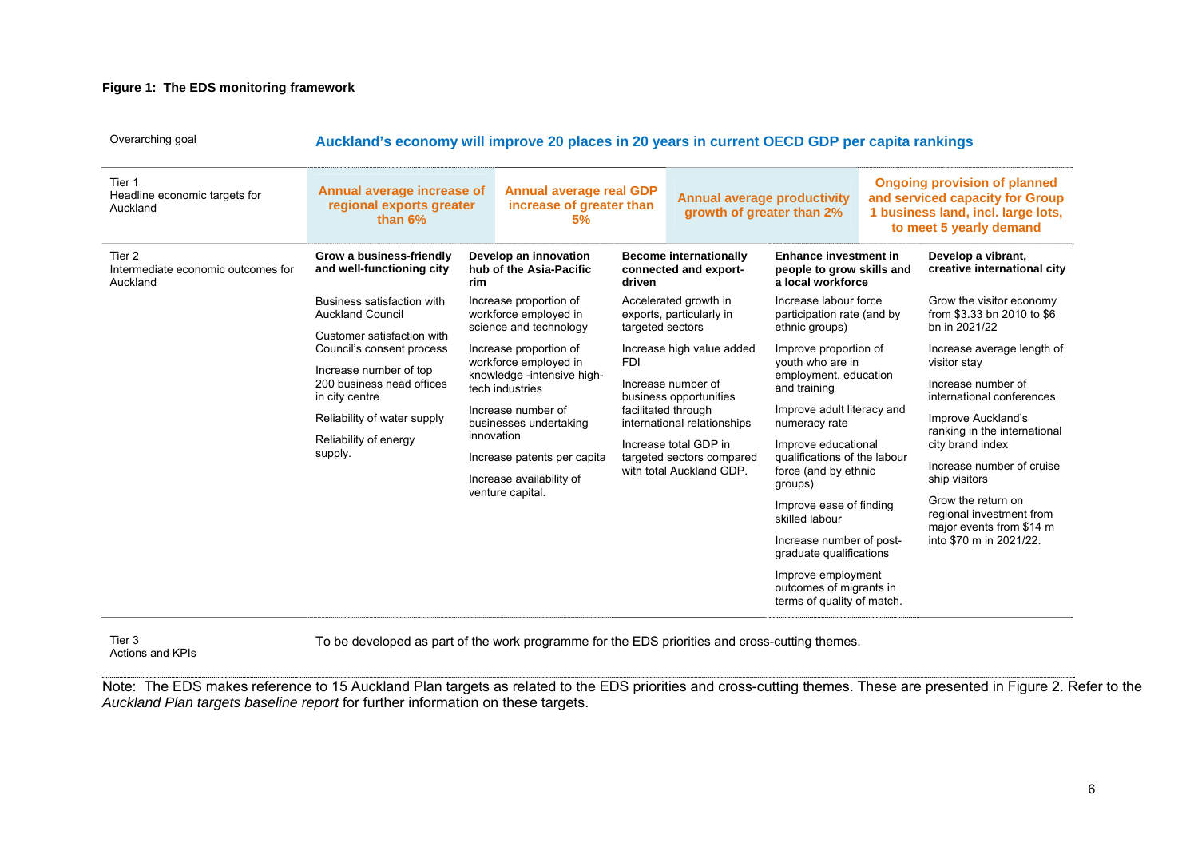**Figure 1: The EDS monitoring framework**

| Overarching goal | Auckland's economy will improve 20 places in 20 years in current OECD GDP per capita rankings | | | | |
|---|---|---|---|---|---|
| Tier 1<br>Headline economic targets for Auckland | **Annual average increase of regional exports greater than 6%** | **Annual average real GDP increase of greater than 5%** | **Annual average productivity growth of greater than 2%** | | **Ongoing provision of planned and serviced capacity for Group 1 business land, incl. large lots, to meet 5 yearly demand** |
| Tier 2<br>Intermediate economic outcomes for Auckland | **Grow a business-friendly and well-functioning city** | **Develop an innovation hub of the Asia-Pacific rim** | **Become internationally connected and export-driven** | **Enhance investment in people to grow skills and a local workforce** | **Develop a vibrant, creative international city** |
| | Business satisfaction with Auckland Council<br><br>Customer satisfaction with Council's consent process<br><br>Increase number of top 200 business head offices in city centre<br><br>Reliability of water supply<br><br>Reliability of energy supply. | Increase proportion of workforce employed in science and technology<br><br>Increase proportion of workforce employed in knowledge -intensive high-tech industries<br><br>Increase number of businesses undertaking innovation<br><br>Increase patents per capita<br><br>Increase availability of venture capital. | Accelerated growth in exports, particularly in targeted sectors<br><br>Increase high value added FDI<br><br>Increase number of business opportunities facilitated through international relationships<br><br>Increase total GDP in targeted sectors compared with total Auckland GDP. | Increase labour force participation rate (and by ethnic groups)<br><br>Improve proportion of youth who are in employment, education and training<br><br>Improve adult literacy and numeracy rate<br><br>Improve educational qualifications of the labour force (and by ethnic groups)<br><br>Improve ease of finding skilled labour<br><br>Increase number of post-graduate qualifications<br><br>Improve employment outcomes of migrants in terms of quality of match. | Grow the visitor economy from \$3.33 bn in 2010 to \$6 bn in 2021/22<br><br>Increase average length of visitor stay<br><br>Increase number of international conferences<br><br>Improve Auckland's ranking in the international city brand index<br><br>Increase number of cruise ship visitors<br><br>Grow the return on regional investment from major events from \$14 m into \$70 m in 2021/22. |
| Tier 3<br>Actions and KPIs | To be developed as part of the work programme for the EDS priorities and cross-cutting themes. | | | | |

Note: The EDS makes reference to 15 Auckland Plan targets as related to the EDS priorities and cross-cutting themes. These are presented in Figure 2. Refer to the *Auckland Plan targets baseline report* for further information on these targets.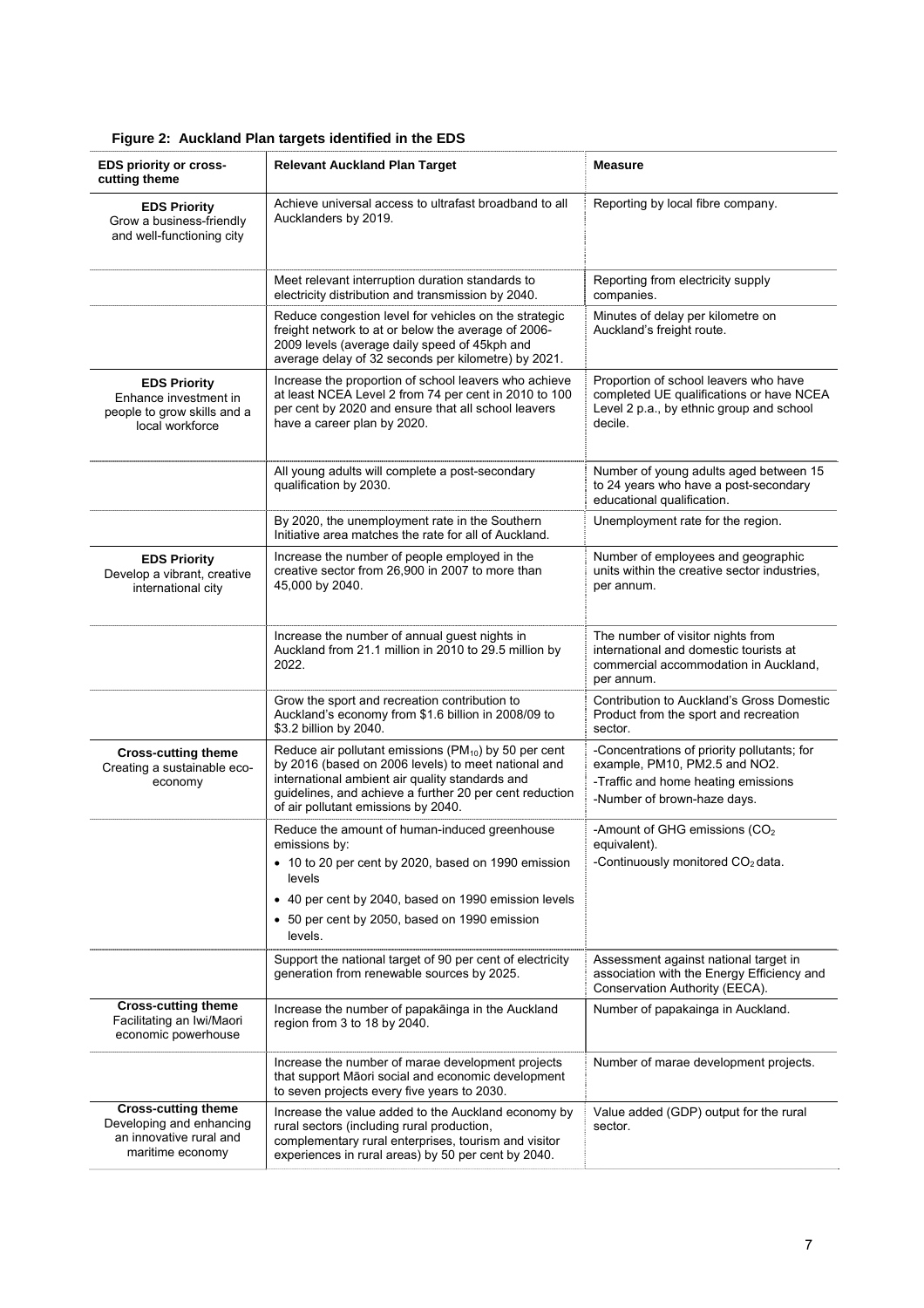**Figure 2: Auckland Plan targets identified in the EDS**

| EDS priority or cross-cutting theme | Relevant Auckland Plan Target | Measure |
|---|---|---|
| **EDS Priority** Grow a business-friendly and well-functioning city | Achieve universal access to ultrafast broadband to all Aucklanders by 2019. | Reporting by local fibre company. |
| | Meet relevant interruption duration standards to electricity distribution and transmission by 2040. | Reporting from electricity supply companies. |
| | Reduce congestion level for vehicles on the strategic freight network to at or below the average of 2006-2009 levels (average daily speed of 45kph and average delay of 32 seconds per kilometre) by 2021. | Minutes of delay per kilometre on Auckland's freight route. |
| **EDS Priority** Enhance investment in people to grow skills and a local workforce | Increase the proportion of school leavers who achieve at least NCEA Level 2 from 74 per cent in 2010 to 100 per cent by 2020 and ensure that all school leavers have a career plan by 2020. | Proportion of school leavers who have completed UE qualifications or have NCEA Level 2 p.a., by ethnic group and school decile. |
| | All young adults will complete a post-secondary qualification by 2030. | Number of young adults aged between 15 to 24 years who have a post-secondary educational qualification. |
| | By 2020, the unemployment rate in the Southern Initiative area matches the rate for all of Auckland. | Unemployment rate for the region. |
| **EDS Priority** Develop a vibrant, creative international city | Increase the number of people employed in the creative sector from 26,900 in 2007 to more than 45,000 by 2040. | Number of employees and geographic units within the creative sector industries, per annum. |
| | Increase the number of annual guest nights in Auckland from 21.1 million in 2010 to 29.5 million by 2022. | The number of visitor nights from international and domestic tourists at commercial accommodation in Auckland, per annum. |
| | Grow the sport and recreation contribution to Auckland's economy from $1.6 billion in 2008/09 to $3.2 billion by 2040. | Contribution to Auckland's Gross Domestic Product from the sport and recreation sector. |
| **Cross-cutting theme** Creating a sustainable eco-economy | Reduce air pollutant emissions ($PM_{10}$) by 50 per cent by 2016 (based on 2006 levels) to meet national and international ambient air quality standards and guidelines, and achieve a further 20 per cent reduction of air pollutant emissions by 2040. | -Concentrations of priority pollutants; for example, PM10, PM2.5 and NO2.<br>-Traffic and home heating emissions<br>-Number of brown-haze days. |
| | Reduce the amount of human-induced greenhouse emissions by:<br>• 10 to 20 per cent by 2020, based on 1990 emission levels<br>• 40 per cent by 2040, based on 1990 emission levels<br>• 50 per cent by 2050, based on 1990 emission levels. | -Amount of GHG emissions ($CO_2$ equivalent).<br>-Continuously monitored $CO_2$ data. |
| | Support the national target of 90 per cent of electricity generation from renewable sources by 2025. | Assessment against national target in association with the Energy Efficiency and Conservation Authority (EECA). |
| **Cross-cutting theme** Facilitating an Iwi/Maori economic powerhouse | Increase the number of papakāinga in the Auckland region from 3 to 18 by 2040. | Number of papakainga in Auckland. |
| | Increase the number of marae development projects that support Māori social and economic development to seven projects every five years to 2030. | Number of marae development projects. |
| **Cross-cutting theme** Developing and enhancing an innovative rural and maritime economy | Increase the value added to the Auckland economy by rural sectors (including rural production, complementary rural enterprises, tourism and visitor experiences in rural areas) by 50 per cent by 2040. | Value added (GDP) output for the rural sector. |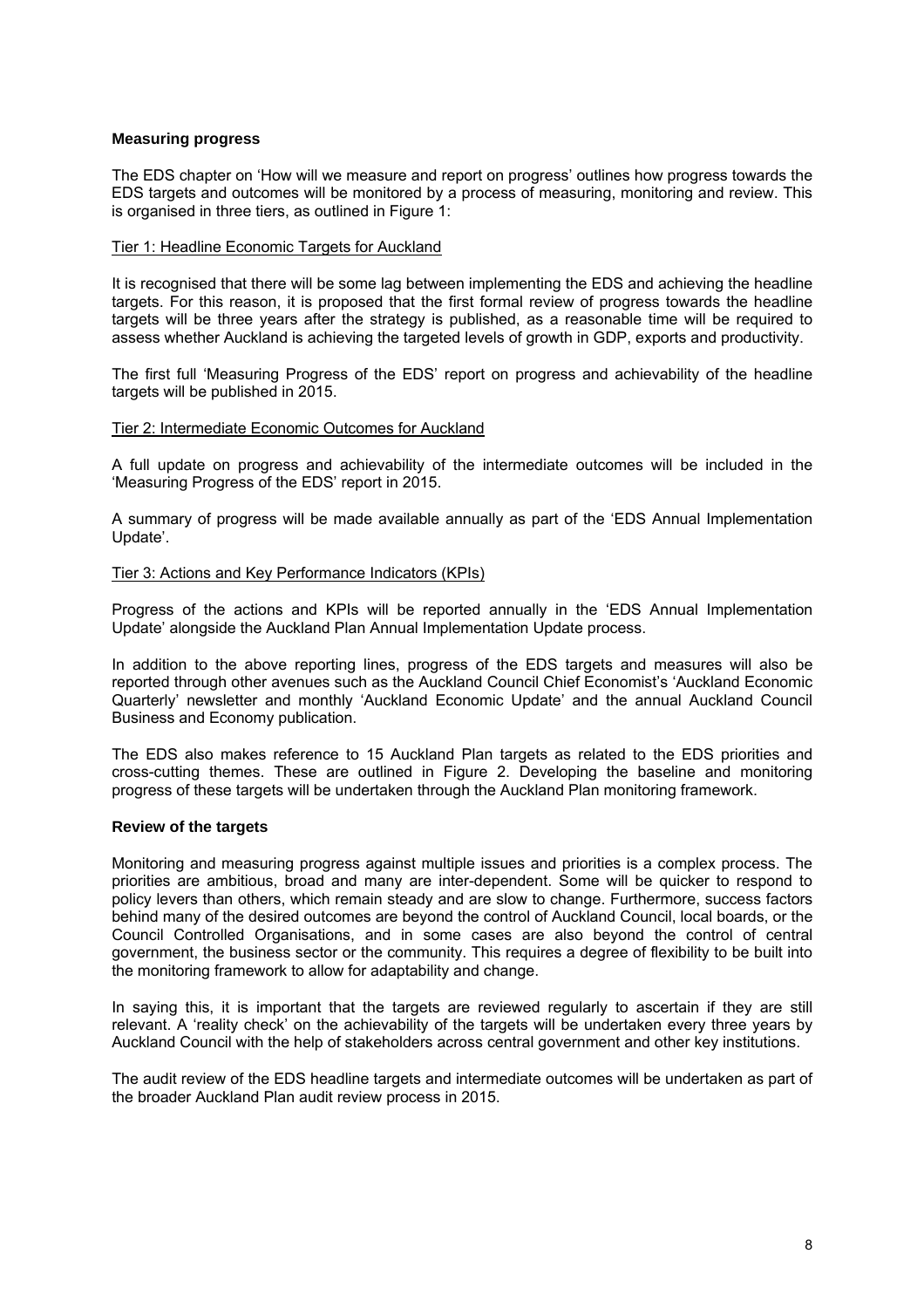### Measuring progress

The EDS chapter on 'How will we measure and report on progress' outlines how progress towards the EDS targets and outcomes will be monitored by a process of measuring, monitoring and review. This is organised in three tiers, as outlined in Figure 1:

Tier 1: Headline Economic Targets for Auckland

It is recognised that there will be some lag between implementing the EDS and achieving the headline targets. For this reason, it is proposed that the first formal review of progress towards the headline targets will be three years after the strategy is published, as a reasonable time will be required to assess whether Auckland is achieving the targeted levels of growth in GDP, exports and productivity.

The first full 'Measuring Progress of the EDS' report on progress and achievability of the headline targets will be published in 2015.

Tier 2: Intermediate Economic Outcomes for Auckland

A full update on progress and achievability of the intermediate outcomes will be included in the 'Measuring Progress of the EDS' report in 2015.

A summary of progress will be made available annually as part of the 'EDS Annual Implementation Update'.

Tier 3: Actions and Key Performance Indicators (KPIs)

Progress of the actions and KPIs will be reported annually in the 'EDS Annual Implementation Update' alongside the Auckland Plan Annual Implementation Update process.

In addition to the above reporting lines, progress of the EDS targets and measures will also be reported through other avenues such as the Auckland Council Chief Economist's 'Auckland Economic Quarterly' newsletter and monthly 'Auckland Economic Update' and the annual Auckland Council Business and Economy publication.

The EDS also makes reference to 15 Auckland Plan targets as related to the EDS priorities and cross-cutting themes. These are outlined in Figure 2. Developing the baseline and monitoring progress of these targets will be undertaken through the Auckland Plan monitoring framework.

### Review of the targets

Monitoring and measuring progress against multiple issues and priorities is a complex process. The priorities are ambitious, broad and many are inter-dependent. Some will be quicker to respond to policy levers than others, which remain steady and are slow to change. Furthermore, success factors behind many of the desired outcomes are beyond the control of Auckland Council, local boards, or the Council Controlled Organisations, and in some cases are also beyond the control of central government, the business sector or the community. This requires a degree of flexibility to be built into the monitoring framework to allow for adaptability and change.

In saying this, it is important that the targets are reviewed regularly to ascertain if they are still relevant. A 'reality check' on the achievability of the targets will be undertaken every three years by Auckland Council with the help of stakeholders across central government and other key institutions.

The audit review of the EDS headline targets and intermediate outcomes will be undertaken as part of the broader Auckland Plan audit review process in 2015.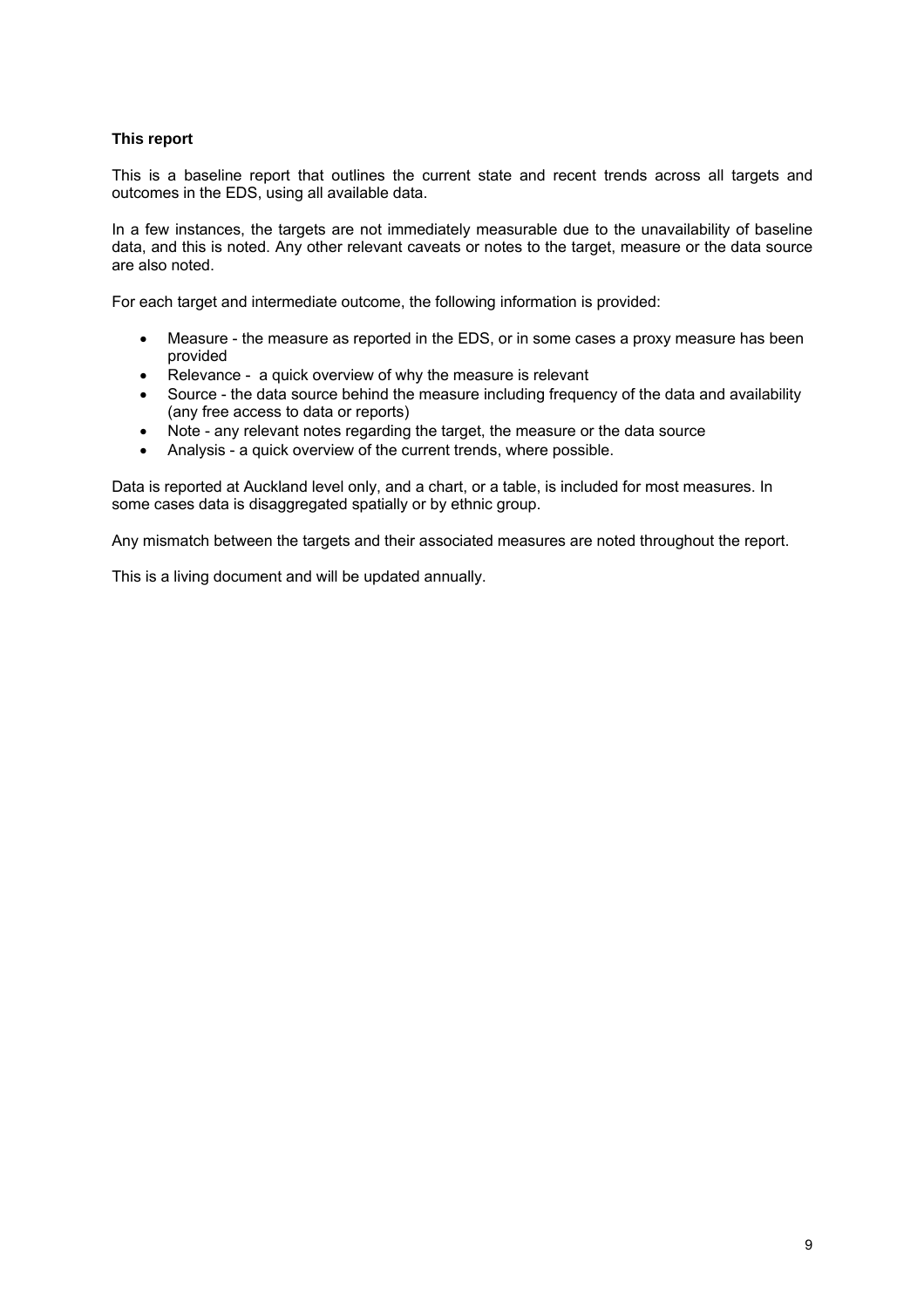**This report**

This is a baseline report that outlines the current state and recent trends across all targets and outcomes in the EDS, using all available data.

In a few instances, the targets are not immediately measurable due to the unavailability of baseline data, and this is noted. Any other relevant caveats or notes to the target, measure or the data source are also noted.

For each target and intermediate outcome, the following information is provided:

- Measure - the measure as reported in the EDS, or in some cases a proxy measure has been provided
- Relevance - a quick overview of why the measure is relevant
- Source - the data source behind the measure including frequency of the data and availability (any free access to data or reports)
- Note - any relevant notes regarding the target, the measure or the data source
- Analysis - a quick overview of the current trends, where possible.

Data is reported at Auckland level only, and a chart, or a table, is included for most measures. In some cases data is disaggregated spatially or by ethnic group.

Any mismatch between the targets and their associated measures are noted throughout the report.

This is a living document and will be updated annually.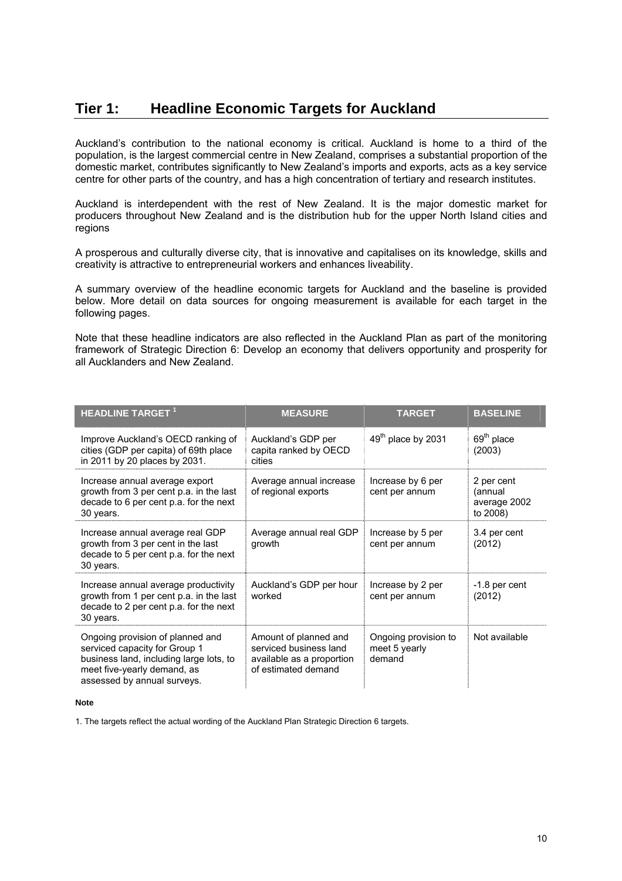# Tier 1: Headline Economic Targets for Auckland

Auckland's contribution to the national economy is critical. Auckland is home to a third of the population, is the largest commercial centre in New Zealand, comprises a substantial proportion of the domestic market, contributes significantly to New Zealand's imports and exports, acts as a key service centre for other parts of the country, and has a high concentration of tertiary and research institutes.

Auckland is interdependent with the rest of New Zealand. It is the major domestic market for producers throughout New Zealand and is the distribution hub for the upper North Island cities and regions

A prosperous and culturally diverse city, that is innovative and capitalises on its knowledge, skills and creativity is attractive to entrepreneurial workers and enhances liveability.

A summary overview of the headline economic targets for Auckland and the baseline is provided below. More detail on data sources for ongoing measurement is available for each target in the following pages.

Note that these headline indicators are also reflected in the Auckland Plan as part of the monitoring framework of Strategic Direction 6: Develop an economy that delivers opportunity and prosperity for all Aucklanders and New Zealand.

| HEADLINE TARGET [1] | MEASURE | TARGET | BASELINE |
|---|---|---|---|
| Improve Auckland's OECD ranking of cities (GDP per capita) of 69th place in 2011 by 20 places by 2031. | Auckland's GDP per capita ranked by OECD cities | 49th place by 2031 | 69th place (2003) |
| Increase annual average export growth from 3 per cent p.a. in the last decade to 6 per cent p.a. for the next 30 years. | Average annual increase of regional exports | Increase by 6 per cent per annum | 2 per cent (annual average 2002 to 2008) |
| Increase annual average real GDP growth from 3 per cent in the last decade to 5 per cent p.a. for the next 30 years. | Average annual real GDP growth | Increase by 5 per cent per annum | 3.4 per cent (2012) |
| Increase annual average productivity growth from 1 per cent p.a. in the last decade to 2 per cent p.a. for the next 30 years. | Auckland's GDP per hour worked | Increase by 2 per cent per annum | -1.8 per cent (2012) |
| Ongoing provision of planned and serviced capacity for Group 1 business land, including large lots, to meet five-yearly demand, as assessed by annual surveys. | Amount of planned and serviced business land available as a proportion of estimated demand | Ongoing provision to meet 5 yearly demand | Not available |

**Note**

1. The targets reflect the actual wording of the Auckland Plan Strategic Direction 6 targets.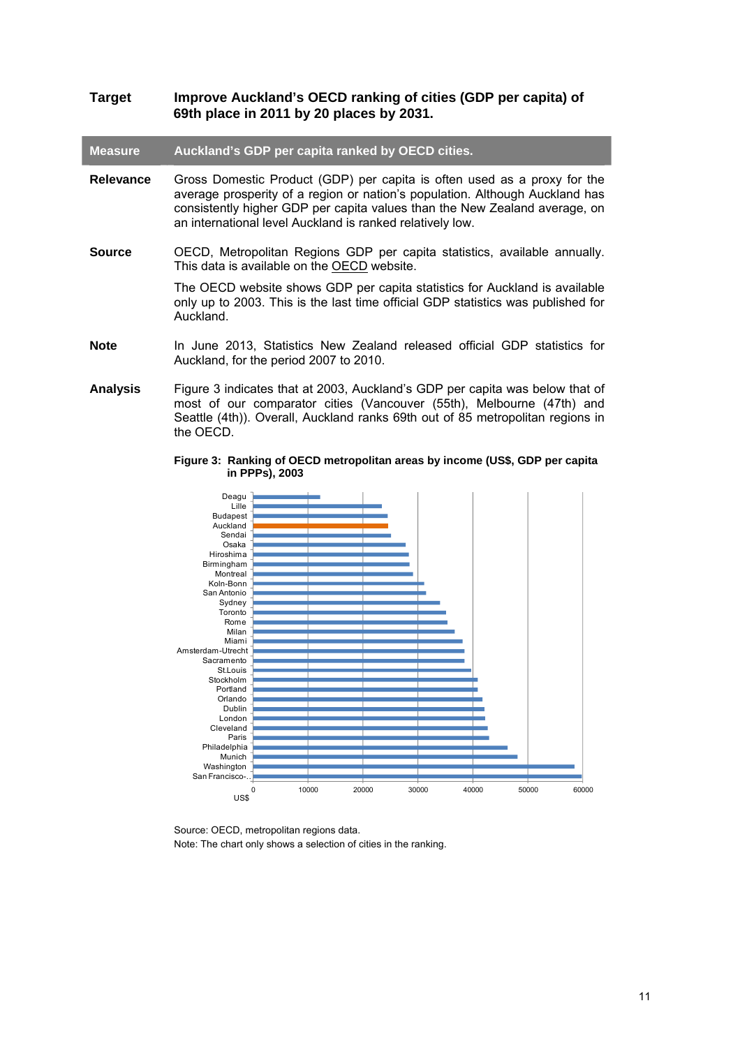| | |
|---|---|
| **Target** | **Improve Auckland's OECD ranking of cities (GDP per capita) of 69th place in 2011 by 20 places by 2031.** |
| **Measure** | **Auckland's GDP per capita ranked by OECD cities.** |
| **Relevance** | Gross Domestic Product (GDP) per capita is often used as a proxy for the average prosperity of a region or nation's population. Although Auckland has consistently higher GDP per capita values than the New Zealand average, on an international level Auckland is ranked relatively low. |
| **Source** | OECD, Metropolitan Regions GDP per capita statistics, available annually. This data is available on the OECD website. The OECD website shows GDP per capita statistics for Auckland is available only up to 2003. This is the last time official GDP statistics was published for Auckland. |
| **Note** | In June 2013, Statistics New Zealand released official GDP statistics for Auckland, for the period 2007 to 2010. |
| **Analysis** | Figure 3 indicates that at 2003, Auckland's GDP per capita was below that of most of our comparator cities (Vancouver (55th), Melbourne (47th) and Seattle (4th)). Overall, Auckland ranks 69th out of 85 metropolitan regions in the OECD. |

**Figure 3: Ranking of OECD metropolitan areas by income (US$, GDP per capita in PPPs), 2003**

Source: OECD, metropolitan regions data.

Note: The chart only shows a selection of cities in the ranking.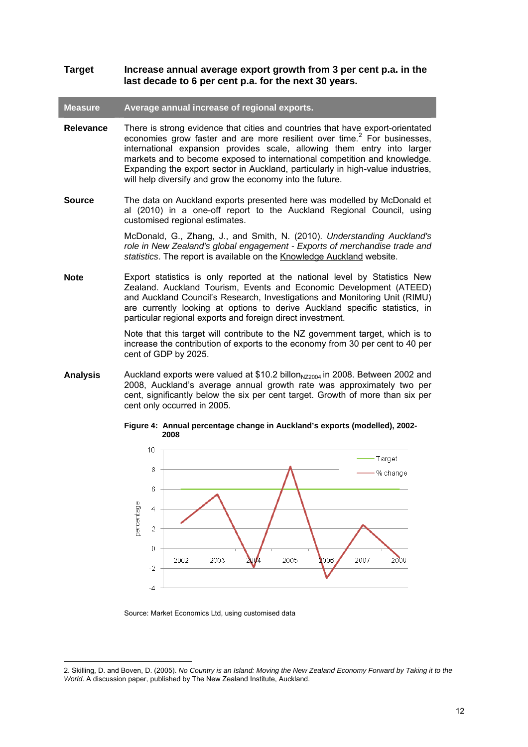**Target** — **Increase annual average export growth from 3 per cent p.a. in the last decade to 6 per cent p.a. for the next 30 years.**

| **Measure** | **Average annual increase of regional exports.** |
|---|---|

**Relevance**

There is strong evidence that cities and countries that have export-orientated economies grow faster and are more resilient over time.[2] For businesses, international expansion provides scale, allowing them entry into larger markets and to become exposed to international competition and knowledge. Expanding the export sector in Auckland, particularly in high-value industries, will help diversify and grow the economy into the future.

**Source**

The data on Auckland exports presented here was modelled by McDonald et al (2010) in a one-off report to the Auckland Regional Council, using customised regional estimates.

McDonald, G., Zhang, J., and Smith, N. (2010). *Understanding Auckland's role in New Zealand's global engagement - Exports of merchandise trade and statistics*. The report is available on the Knowledge Auckland website.

**Note**

Export statistics is only reported at the national level by Statistics New Zealand. Auckland Tourism, Events and Economic Development (ATEED) and Auckland Council's Research, Investigations and Monitoring Unit (RIMU) are currently looking at options to derive Auckland specific statistics, in particular regional exports and foreign direct investment.

Note that this target will contribute to the NZ government target, which is to increase the contribution of exports to the economy from 30 per cent to 40 per cent of GDP by 2025.

**Analysis**

Auckland exports were valued at \$10.2 billon$_{NZ2004}$ in 2008. Between 2002 and 2008, Auckland's average annual growth rate was approximately two per cent, significantly below the six per cent target. Growth of more than six per cent only occurred in 2005.

**Figure 4: Annual percentage change in Auckland's exports (modelled), 2002-2008**

Source: Market Economics Ltd, using customised data

---

2. Skilling, D. and Boven, D. (2005). *No Country is an Island: Moving the New Zealand Economy Forward by Taking it to the World*. A discussion paper, published by The New Zealand Institute, Auckland.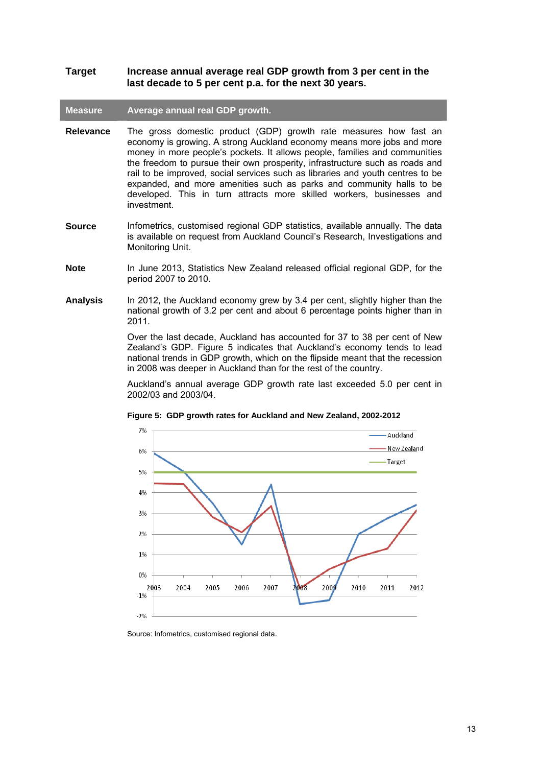**Target** **Increase annual average real GDP growth from 3 per cent in the last decade to 5 per cent p.a. for the next 30 years.**

| Measure | Average annual real GDP growth. |
|---|---|

**Relevance** The gross domestic product (GDP) growth rate measures how fast an economy is growing. A strong Auckland economy means more jobs and more money in more people's pockets. It allows people, families and communities the freedom to pursue their own prosperity, infrastructure such as roads and rail to be improved, social services such as libraries and youth centres to be expanded, and more amenities such as parks and community halls to be developed. This in turn attracts more skilled workers, businesses and investment.

**Source** Infometrics, customised regional GDP statistics, available annually. The data is available on request from Auckland Council's Research, Investigations and Monitoring Unit.

**Note** In June 2013, Statistics New Zealand released official regional GDP, for the period 2007 to 2010.

**Analysis** In 2012, the Auckland economy grew by 3.4 per cent, slightly higher than the national growth of 3.2 per cent and about 6 percentage points higher than in 2011.

Over the last decade, Auckland has accounted for 37 to 38 per cent of New Zealand's GDP. Figure 5 indicates that Auckland's economy tends to lead national trends in GDP growth, which on the flipside meant that the recession in 2008 was deeper in Auckland than for the rest of the country.

Auckland's annual average GDP growth rate last exceeded 5.0 per cent in 2002/03 and 2003/04.

**Figure 5: GDP growth rates for Auckland and New Zealand, 2002-2012**

Source: Infometrics, customised regional data.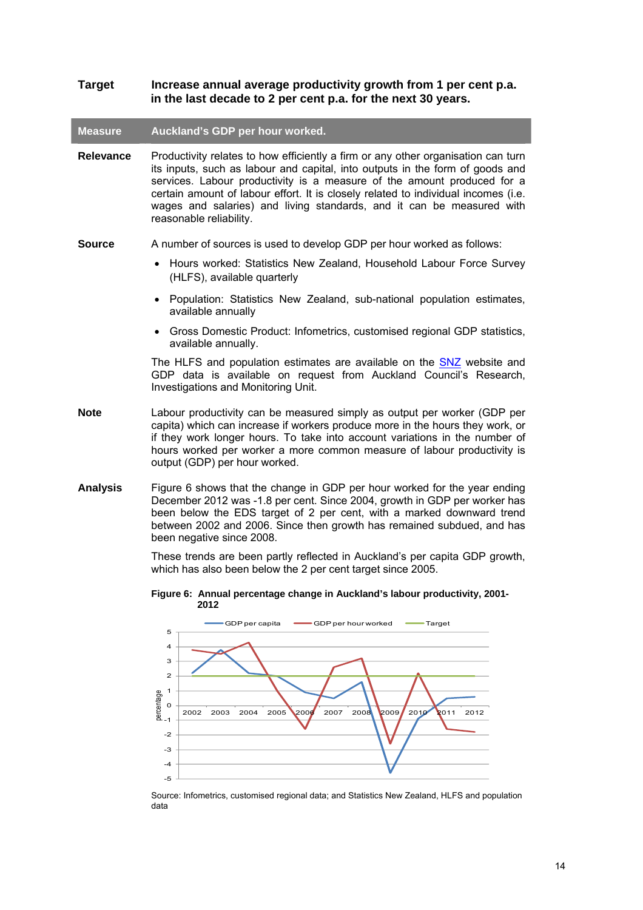**Target** — **Increase annual average productivity growth from 1 per cent p.a. in the last decade to 2 per cent p.a. for the next 30 years.**

| **Measure** | **Auckland's GDP per hour worked.** |
|---|---|

**Relevance**

Productivity relates to how efficiently a firm or any other organisation can turn its inputs, such as labour and capital, into outputs in the form of goods and services. Labour productivity is a measure of the amount produced for a certain amount of labour effort. It is closely related to individual incomes (i.e. wages and salaries) and living standards, and it can be measured with reasonable reliability.

**Source**

A number of sources is used to develop GDP per hour worked as follows:

- Hours worked: Statistics New Zealand, Household Labour Force Survey (HLFS), available quarterly
- Population: Statistics New Zealand, sub-national population estimates, available annually
- Gross Domestic Product: Infometrics, customised regional GDP statistics, available annually.

The HLFS and population estimates are available on the SNZ website and GDP data is available on request from Auckland Council's Research, Investigations and Monitoring Unit.

**Note**

Labour productivity can be measured simply as output per worker (GDP per capita) which can increase if workers produce more in the hours they work, or if they work longer hours. To take into account variations in the number of hours worked per worker a more common measure of labour productivity is output (GDP) per hour worked.

**Analysis**

Figure 6 shows that the change in GDP per hour worked for the year ending December 2012 was -1.8 per cent. Since 2004, growth in GDP per worker has been below the EDS target of 2 per cent, with a marked downward trend between 2002 and 2006. Since then growth has remained subdued, and has been negative since 2008.

These trends are been partly reflected in Auckland's per capita GDP growth, which has also been below the 2 per cent target since 2005.

**Figure 6: Annual percentage change in Auckland's labour productivity, 2001-2012**

Source: Infometrics, customised regional data; and Statistics New Zealand, HLFS and population data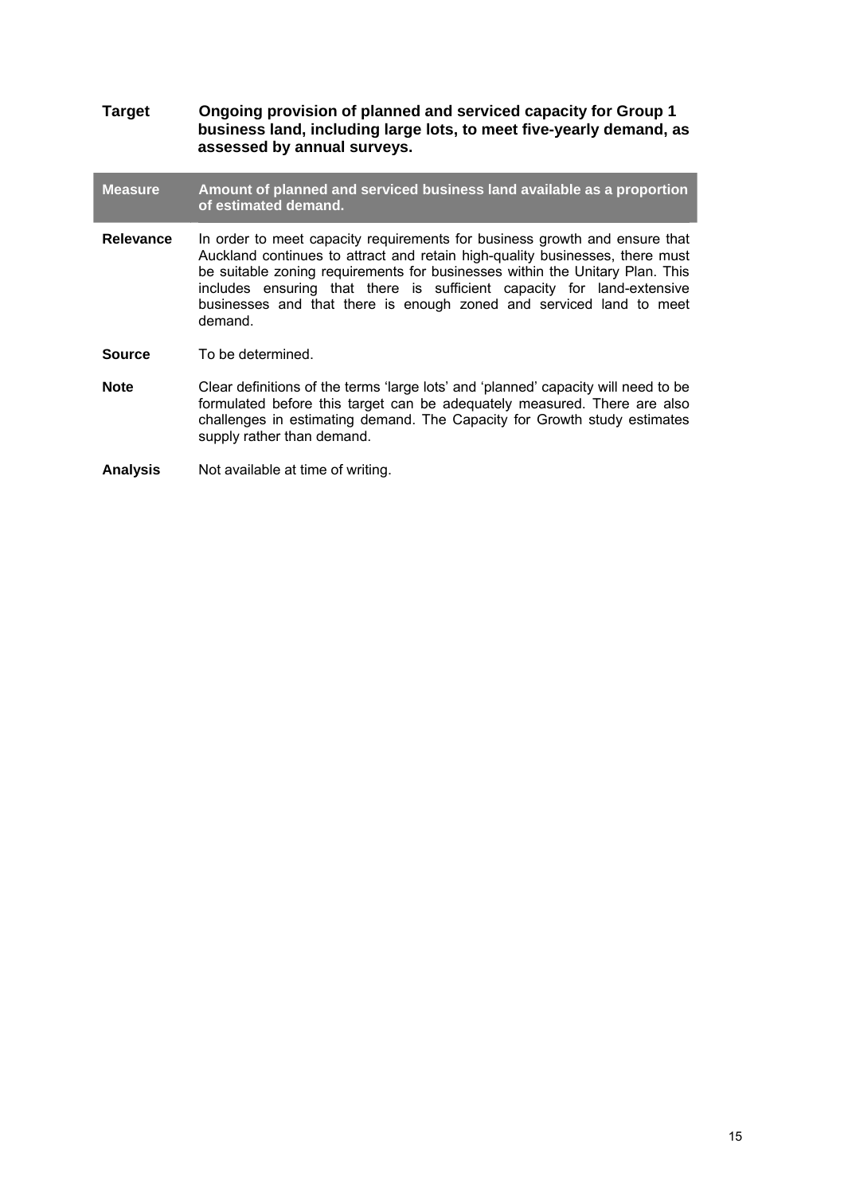**Target** **Ongoing provision of planned and serviced capacity for Group 1 business land, including large lots, to meet five-yearly demand, as assessed by annual surveys.**

| **Measure** | **Amount of planned and serviced business land available as a proportion of estimated demand.** |
|---|---|

**Relevance** In order to meet capacity requirements for business growth and ensure that Auckland continues to attract and retain high-quality businesses, there must be suitable zoning requirements for businesses within the Unitary Plan. This includes ensuring that there is sufficient capacity for land-extensive businesses and that there is enough zoned and serviced land to meet demand.

**Source** To be determined.

**Note** Clear definitions of the terms 'large lots' and 'planned' capacity will need to be formulated before this target can be adequately measured. There are also challenges in estimating demand. The Capacity for Growth study estimates supply rather than demand.

**Analysis** Not available at time of writing.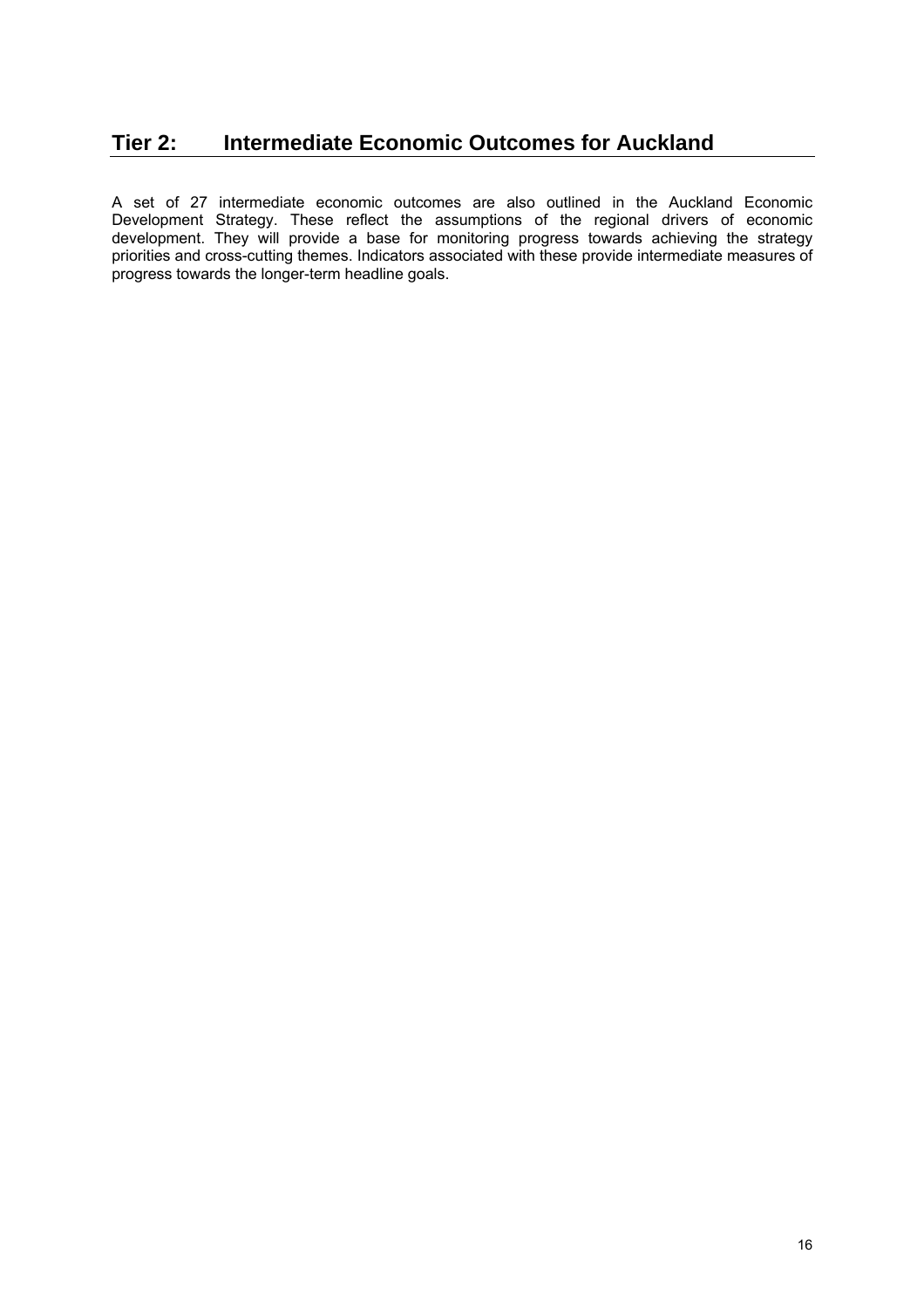## Tier 2: Intermediate Economic Outcomes for Auckland

A set of 27 intermediate economic outcomes are also outlined in the Auckland Economic Development Strategy. These reflect the assumptions of the regional drivers of economic development. They will provide a base for monitoring progress towards achieving the strategy priorities and cross-cutting themes. Indicators associated with these provide intermediate measures of progress towards the longer-term headline goals.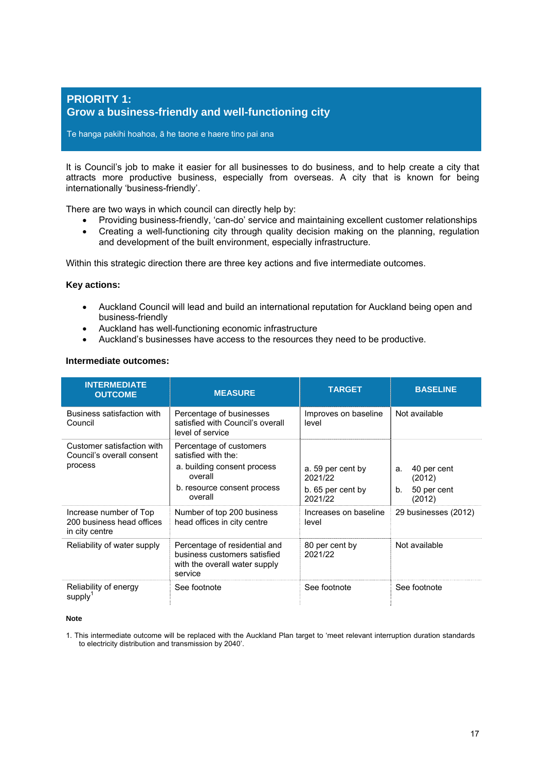# PRIORITY 1:
# Grow a business-friendly and well-functioning city

Te hanga pakihi hoahoa, ā he taone e haere tino pai ana

It is Council's job to make it easier for all businesses to do business, and to help create a city that attracts more productive business, especially from overseas. A city that is known for being internationally 'business-friendly'.

There are two ways in which council can directly help by:

- Providing business-friendly, 'can-do' service and maintaining excellent customer relationships
- Creating a well-functioning city through quality decision making on the planning, regulation and development of the built environment, especially infrastructure.

Within this strategic direction there are three key actions and five intermediate outcomes.

**Key actions:**

- Auckland Council will lead and build an international reputation for Auckland being open and business-friendly
- Auckland has well-functioning economic infrastructure
- Auckland's businesses have access to the resources they need to be productive.

**Intermediate outcomes:**

| INTERMEDIATE OUTCOME | MEASURE | TARGET | BASELINE |
|---|---|---|---|
| Business satisfaction with Council | Percentage of businesses satisfied with Council's overall level of service | Improves on baseline level | Not available |
| Customer satisfaction with Council's overall consent process | Percentage of customers satisfied with the:<br>a. building consent process overall<br>b. resource consent process overall | a. 59 per cent by 2021/22<br>b. 65 per cent by 2021/22 | a. 40 per cent (2012)<br>b. 50 per cent (2012) |
| Increase number of Top 200 business head offices in city centre | Number of top 200 business head offices in city centre | Increases on baseline level | 29 businesses (2012) |
| Reliability of water supply | Percentage of residential and business customers satisfied with the overall water supply service | 80 per cent by 2021/22 | Not available |
| Reliability of energy supply[1] | See footnote | See footnote | See footnote |

**Note**

1. This intermediate outcome will be replaced with the Auckland Plan target to 'meet relevant interruption duration standards to electricity distribution and transmission by 2040'.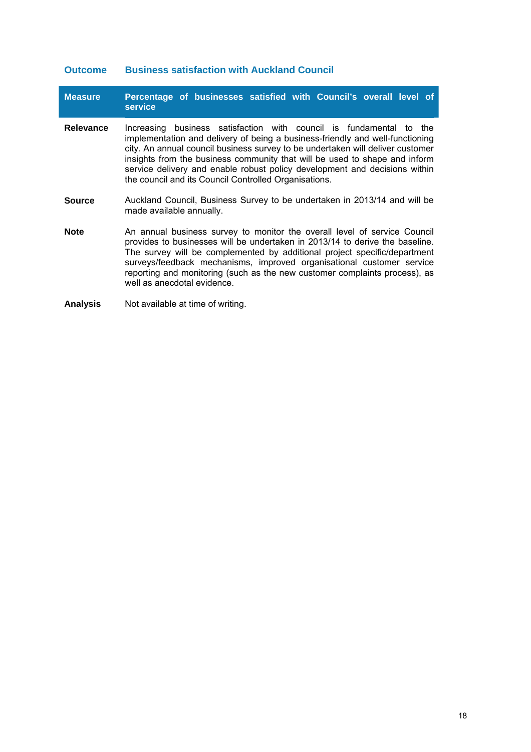**Outcome** **Business satisfaction with Auckland Council**

| Measure | Percentage of businesses satisfied with Council's overall level of service |
| --- | --- |
| **Relevance** | Increasing business satisfaction with council is fundamental to the implementation and delivery of being a business-friendly and well-functioning city. An annual council business survey to be undertaken will deliver customer insights from the business community that will be used to shape and inform service delivery and enable robust policy development and decisions within the council and its Council Controlled Organisations. |
| **Source** | Auckland Council, Business Survey to be undertaken in 2013/14 and will be made available annually. |
| **Note** | An annual business survey to monitor the overall level of service Council provides to businesses will be undertaken in 2013/14 to derive the baseline. The survey will be complemented by additional project specific/department surveys/feedback mechanisms, improved organisational customer service reporting and monitoring (such as the new customer complaints process), as well as anecdotal evidence. |
| **Analysis** | Not available at time of writing. |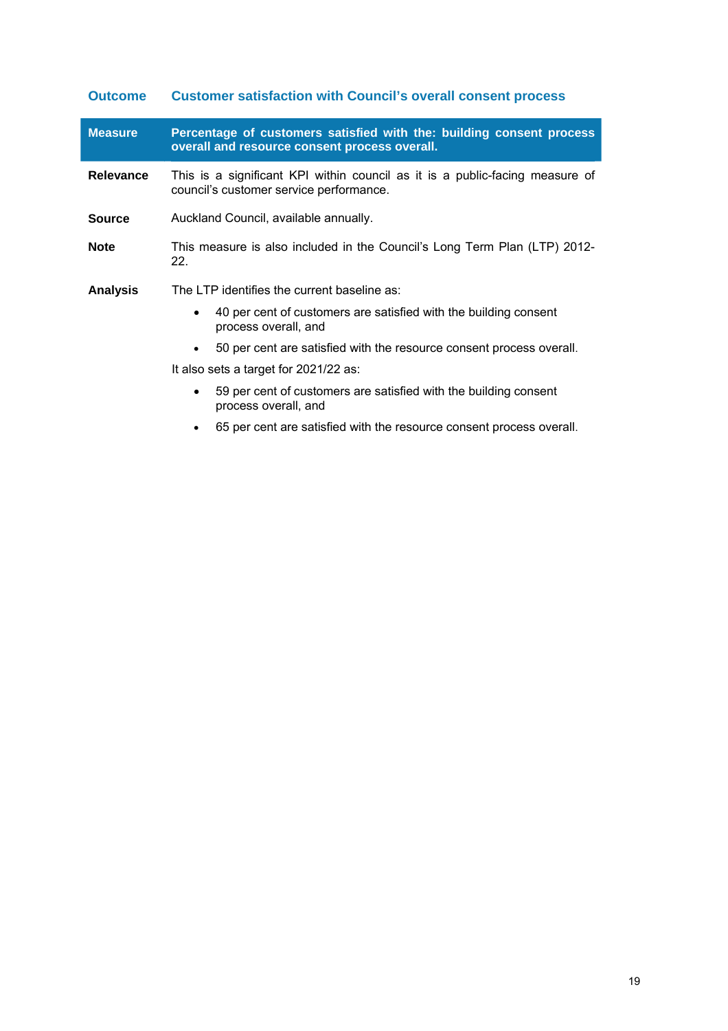**Outcome** | **Customer satisfaction with Council's overall consent process**

| **Measure** | **Percentage of customers satisfied with the: building consent process overall and resource consent process overall.** |
|---|---|
| **Relevance** | This is a significant KPI within council as it is a public-facing measure of council's customer service performance. |
| **Source** | Auckland Council, available annually. |
| **Note** | This measure is also included in the Council's Long Term Plan (LTP) 2012-22. |
| **Analysis** | The LTP identifies the current baseline as:<br>• 40 per cent of customers are satisfied with the building consent process overall, and<br>• 50 per cent are satisfied with the resource consent process overall.<br>It also sets a target for 2021/22 as:<br>• 59 per cent of customers are satisfied with the building consent process overall, and<br>• 65 per cent are satisfied with the resource consent process overall. |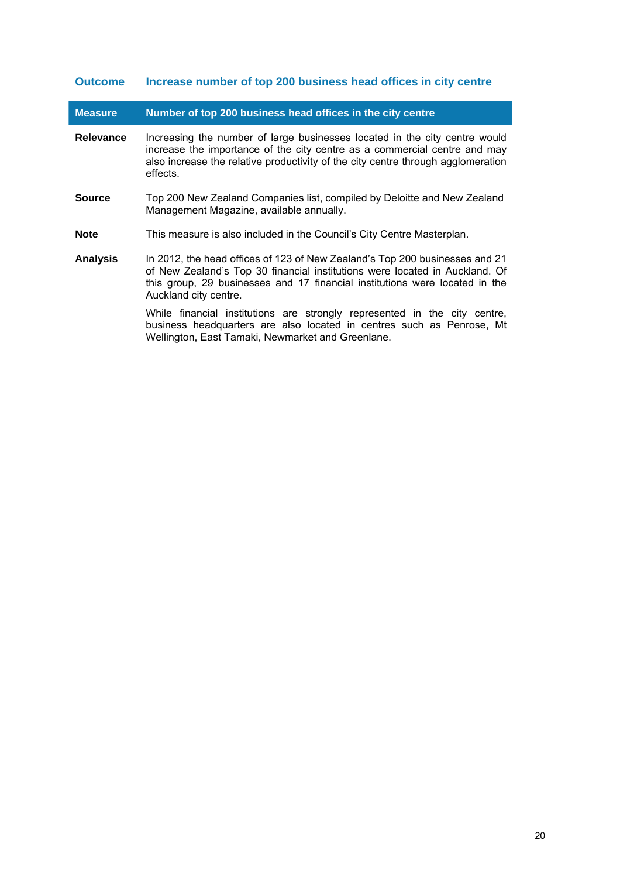## Outcome — Increase number of top 200 business head offices in city centre

| Measure | Number of top 200 business head offices in the city centre |
|---|---|
| **Relevance** | Increasing the number of large businesses located in the city centre would increase the importance of the city centre as a commercial centre and may also increase the relative productivity of the city centre through agglomeration effects. |
| **Source** | Top 200 New Zealand Companies list, compiled by Deloitte and New Zealand Management Magazine, available annually. |
| **Note** | This measure is also included in the Council's City Centre Masterplan. |
| **Analysis** | In 2012, the head offices of 123 of New Zealand's Top 200 businesses and 21 of New Zealand's Top 30 financial institutions were located in Auckland. Of this group, 29 businesses and 17 financial institutions were located in the Auckland city centre.<br><br>While financial institutions are strongly represented in the city centre, business headquarters are also located in centres such as Penrose, Mt Wellington, East Tamaki, Newmarket and Greenlane. |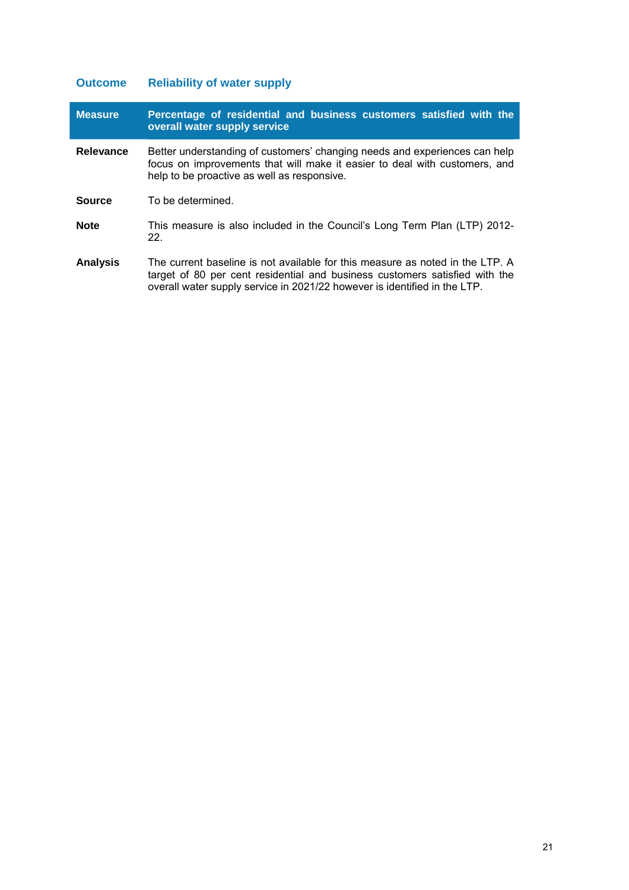| **Outcome** | **Reliability of water supply** |
|---|---|
| **Measure** | **Percentage of residential and business customers satisfied with the overall water supply service** |
| **Relevance** | Better understanding of customers' changing needs and experiences can help focus on improvements that will make it easier to deal with customers, and help to be proactive as well as responsive. |
| **Source** | To be determined. |
| **Note** | This measure is also included in the Council's Long Term Plan (LTP) 2012-22. |
| **Analysis** | The current baseline is not available for this measure as noted in the LTP. A target of 80 per cent residential and business customers satisfied with the overall water supply service in 2021/22 however is identified in the LTP. |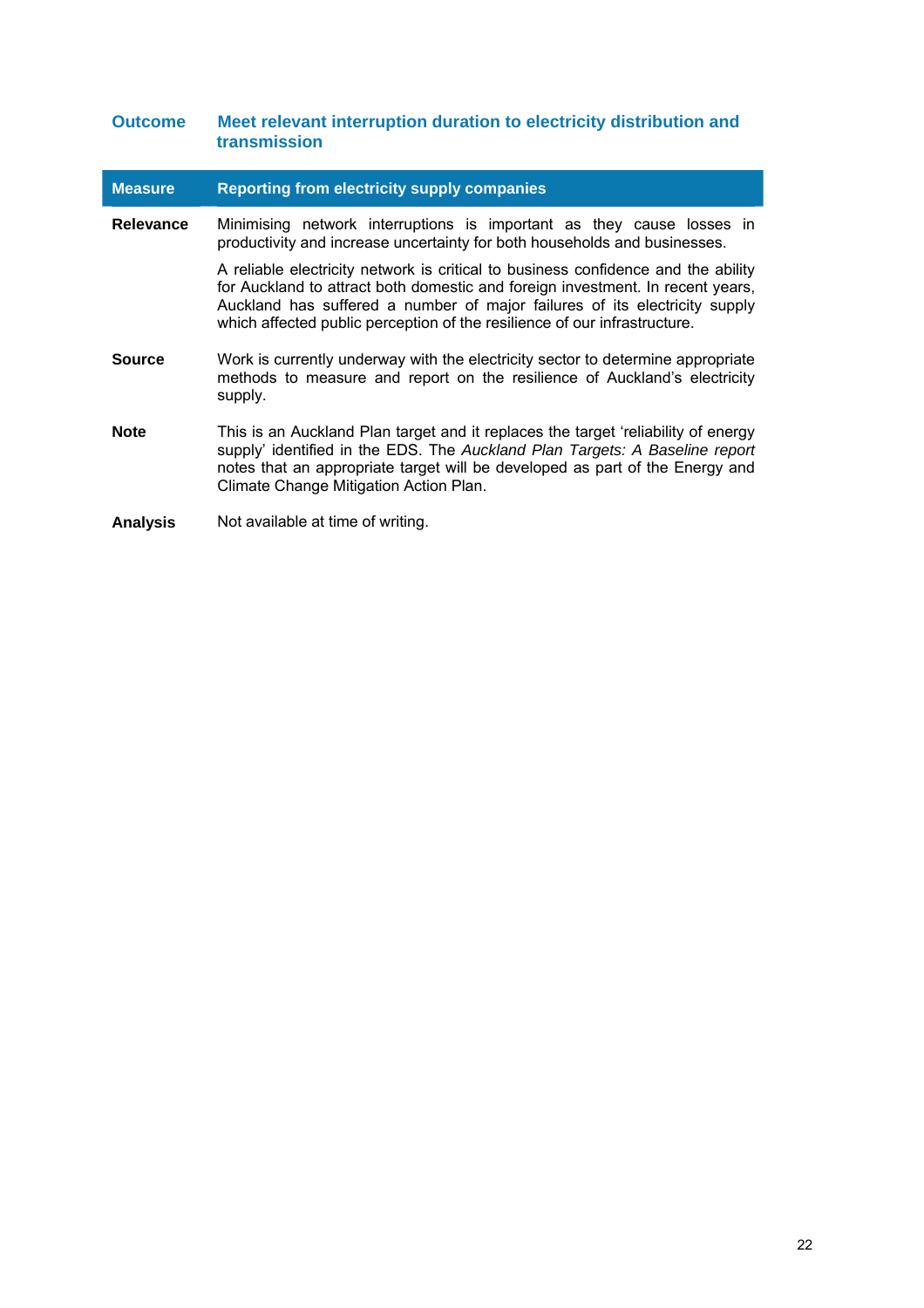## Outcome: Meet relevant interruption duration to electricity distribution and transmission

| Measure | Reporting from electricity supply companies |
|---|---|
| **Relevance** | Minimising network interruptions is important as they cause losses in productivity and increase uncertainty for both households and businesses.<br><br>A reliable electricity network is critical to business confidence and the ability for Auckland to attract both domestic and foreign investment. In recent years, Auckland has suffered a number of major failures of its electricity supply which affected public perception of the resilience of our infrastructure. |
| **Source** | Work is currently underway with the electricity sector to determine appropriate methods to measure and report on the resilience of Auckland's electricity supply. |
| **Note** | This is an Auckland Plan target and it replaces the target 'reliability of energy supply' identified in the EDS. The *Auckland Plan Targets: A Baseline report* notes that an appropriate target will be developed as part of the Energy and Climate Change Mitigation Action Plan. |
| **Analysis** | Not available at time of writing. |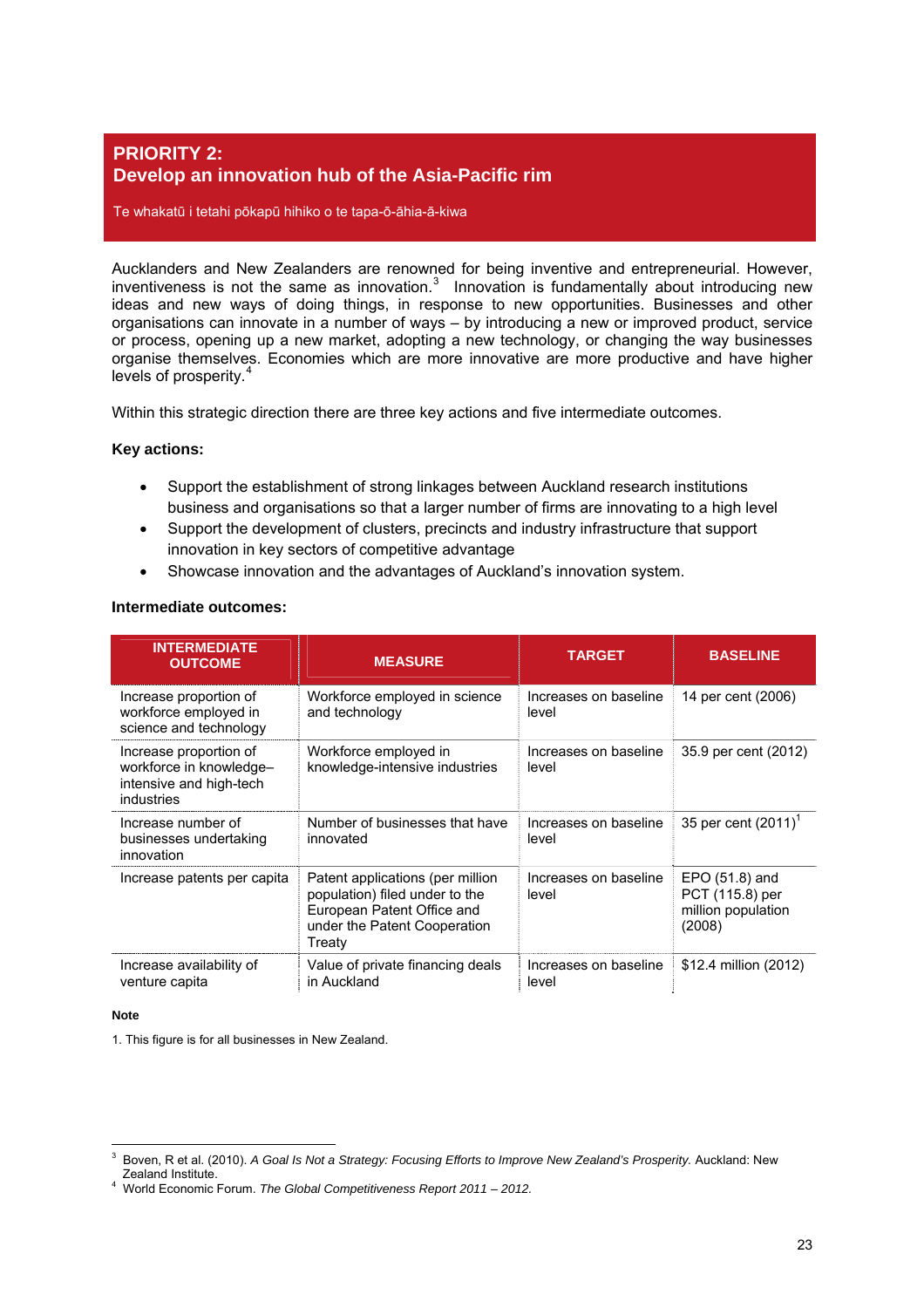## PRIORITY 2:
## Develop an innovation hub of the Asia-Pacific rim

Te whakatū i tetahi pōkapū hihiko o te tapa-ō-āhia-ā-kiwa

Aucklanders and New Zealanders are renowned for being inventive and entrepreneurial. However, inventiveness is not the same as innovation.[3] Innovation is fundamentally about introducing new ideas and new ways of doing things, in response to new opportunities. Businesses and other organisations can innovate in a number of ways – by introducing a new or improved product, service or process, opening up a new market, adopting a new technology, or changing the way businesses organise themselves. Economies which are more innovative are more productive and have higher levels of prosperity.[4]

Within this strategic direction there are three key actions and five intermediate outcomes.

**Key actions:**

- Support the establishment of strong linkages between Auckland research institutions business and organisations so that a larger number of firms are innovating to a high level
- Support the development of clusters, precincts and industry infrastructure that support innovation in key sectors of competitive advantage
- Showcase innovation and the advantages of Auckland's innovation system.

**Intermediate outcomes:**

| INTERMEDIATE OUTCOME | MEASURE | TARGET | BASELINE |
|---|---|---|---|
| Increase proportion of workforce employed in science and technology | Workforce employed in science and technology | Increases on baseline level | 14 per cent (2006) |
| Increase proportion of workforce in knowledge–intensive and high-tech industries | Workforce employed in knowledge-intensive industries | Increases on baseline level | 35.9 per cent (2012) |
| Increase number of businesses undertaking innovation | Number of businesses that have innovated | Increases on baseline level | 35 per cent (2011)[1] |
| Increase patents per capita | Patent applications (per million population) filed under to the European Patent Office and under the Patent Cooperation Treaty | Increases on baseline level | EPO (51.8) and PCT (115.8) per million population (2008) |
| Increase availability of venture capita | Value of private financing deals in Auckland | Increases on baseline level | $12.4 million (2012) |

**Note**

1. This figure is for all businesses in New Zealand.

---

[3] Boven, R et al. (2010). *A Goal Is Not a Strategy: Focusing Efforts to Improve New Zealand's Prosperity.* Auckland: New Zealand Institute.

[4] World Economic Forum. *The Global Competitiveness Report 2011 – 2012.*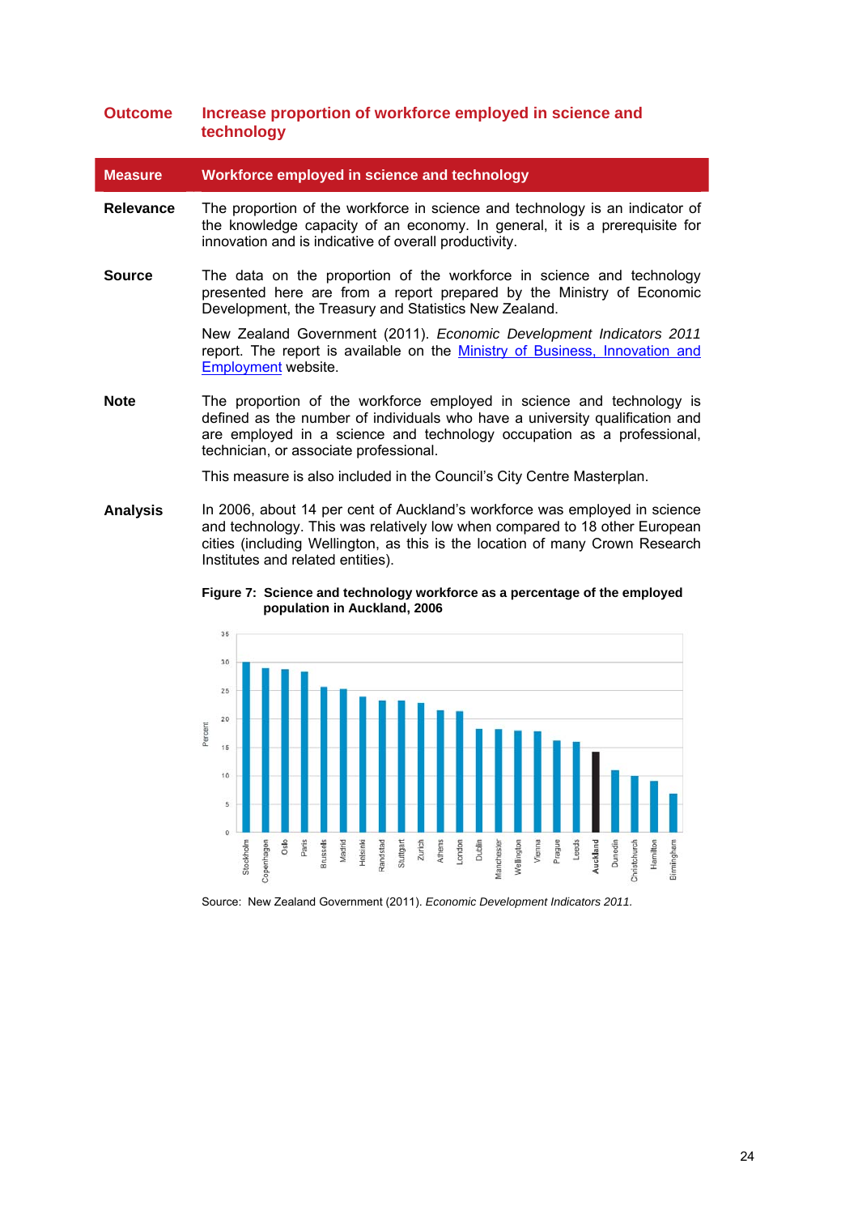**Outcome** **Increase proportion of workforce employed in science and technology**

| **Measure** | **Workforce employed in science and technology** |
|---|---|
| **Relevance** | The proportion of the workforce in science and technology is an indicator of the knowledge capacity of an economy. In general, it is a prerequisite for innovation and is indicative of overall productivity. |
| **Source** | The data on the proportion of the workforce in science and technology presented here are from a report prepared by the Ministry of Economic Development, the Treasury and Statistics New Zealand.<br><br>New Zealand Government (2011). *Economic Development Indicators 2011* report. The report is available on the Ministry of Business, Innovation and Employment website. |
| **Note** | The proportion of the workforce employed in science and technology is defined as the number of individuals who have a university qualification and are employed in a science and technology occupation as a professional, technician, or associate professional.<br><br>This measure is also included in the Council's City Centre Masterplan. |
| **Analysis** | In 2006, about 14 per cent of Auckland's workforce was employed in science and technology. This was relatively low when compared to 18 other European cities (including Wellington, as this is the location of many Crown Research Institutes and related entities). |

**Figure 7: Science and technology workforce as a percentage of the employed population in Auckland, 2006**

Source: New Zealand Government (2011). *Economic Development Indicators 2011.*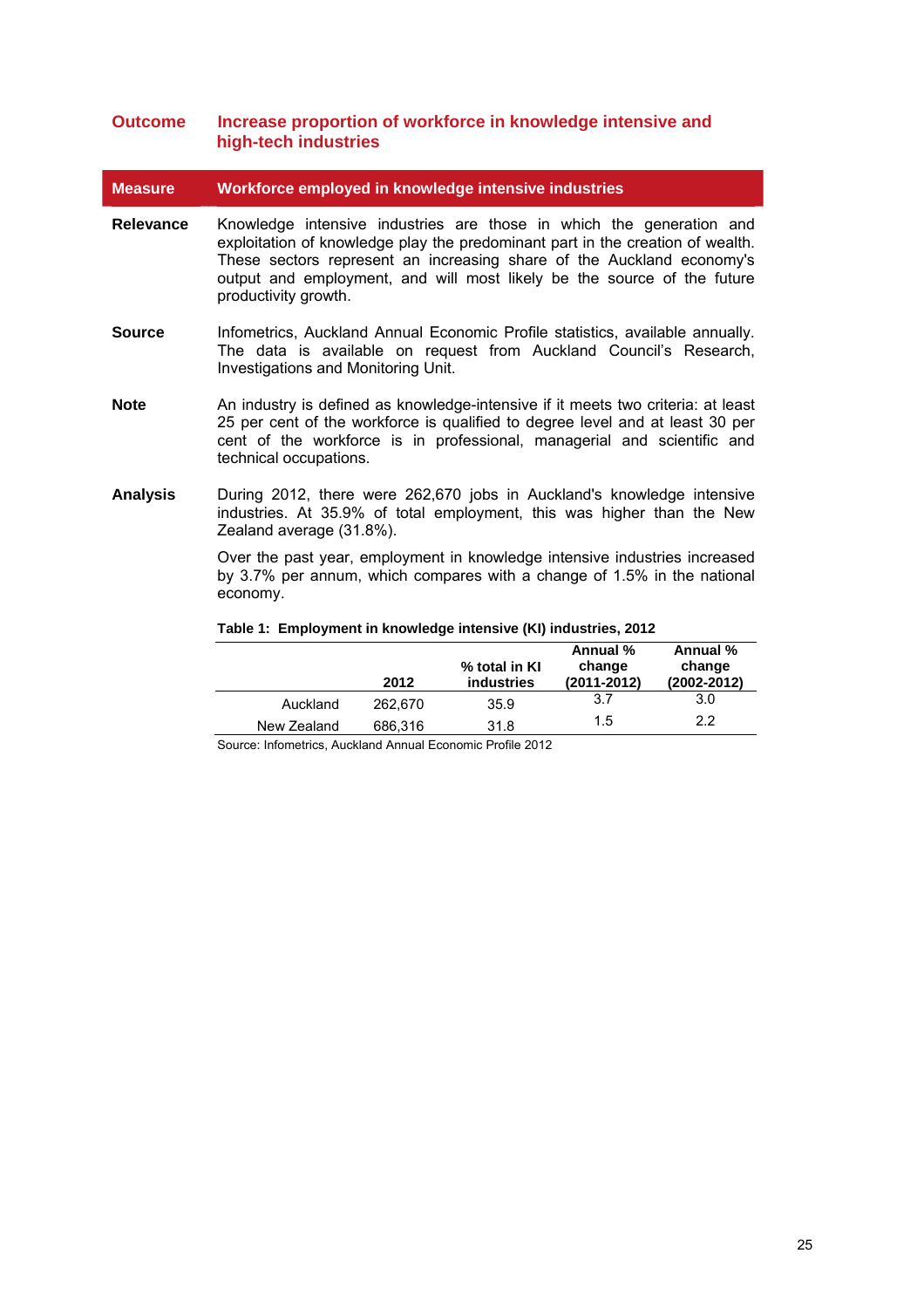**Outcome** **Increase proportion of workforce in knowledge intensive and high-tech industries**

**Measure** **Workforce employed in knowledge intensive industries**

**Relevance** Knowledge intensive industries are those in which the generation and exploitation of knowledge play the predominant part in the creation of wealth. These sectors represent an increasing share of the Auckland economy's output and employment, and will most likely be the source of the future productivity growth.

**Source** Infometrics, Auckland Annual Economic Profile statistics, available annually. The data is available on request from Auckland Council's Research, Investigations and Monitoring Unit.

**Note** An industry is defined as knowledge-intensive if it meets two criteria: at least 25 per cent of the workforce is qualified to degree level and at least 30 per cent of the workforce is in professional, managerial and scientific and technical occupations.

**Analysis** During 2012, there were 262,670 jobs in Auckland's knowledge intensive industries. At 35.9% of total employment, this was higher than the New Zealand average (31.8%).

Over the past year, employment in knowledge intensive industries increased by 3.7% per annum, which compares with a change of 1.5% in the national economy.

**Table 1: Employment in knowledge intensive (KI) industries, 2012**

| | 2012 | % total in KI industries | Annual % change (2011-2012) | Annual % change (2002-2012) |
|---|---|---|---|---|
| Auckland | 262,670 | 35.9 | 3.7 | 3.0 |
| New Zealand | 686,316 | 31.8 | 1.5 | 2.2 |

Source: Infometrics, Auckland Annual Economic Profile 2012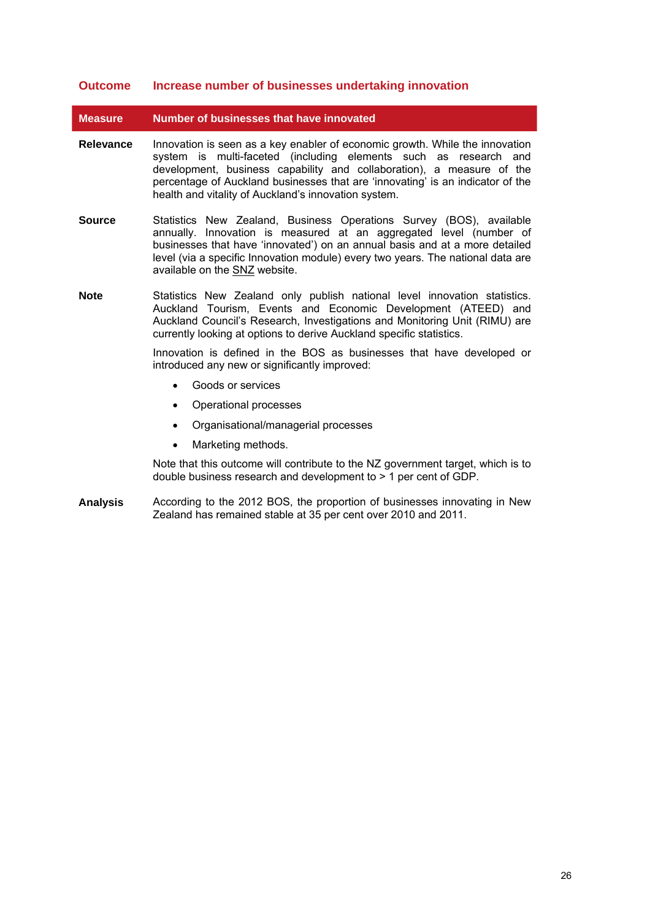## Outcome: Increase number of businesses undertaking innovation

| Measure | Number of businesses that have innovated |
|---|---|
| **Relevance** | Innovation is seen as a key enabler of economic growth. While the innovation system is multi-faceted (including elements such as research and development, business capability and collaboration), a measure of the percentage of Auckland businesses that are 'innovating' is an indicator of the health and vitality of Auckland's innovation system. |
| **Source** | Statistics New Zealand, Business Operations Survey (BOS), available annually. Innovation is measured at an aggregated level (number of businesses that have 'innovated') on an annual basis and at a more detailed level (via a specific Innovation module) every two years. The national data are available on the SNZ website. |
| **Note** | Statistics New Zealand only publish national level innovation statistics. Auckland Tourism, Events and Economic Development (ATEED) and Auckland Council's Research, Investigations and Monitoring Unit (RIMU) are currently looking at options to derive Auckland specific statistics. <br><br> Innovation is defined in the BOS as businesses that have developed or introduced any new or significantly improved: <br> • Goods or services <br> • Operational processes <br> • Organisational/managerial processes <br> • Marketing methods. <br><br> Note that this outcome will contribute to the NZ government target, which is to double business research and development to > 1 per cent of GDP. |
| **Analysis** | According to the 2012 BOS, the proportion of businesses innovating in New Zealand has remained stable at 35 per cent over 2010 and 2011. |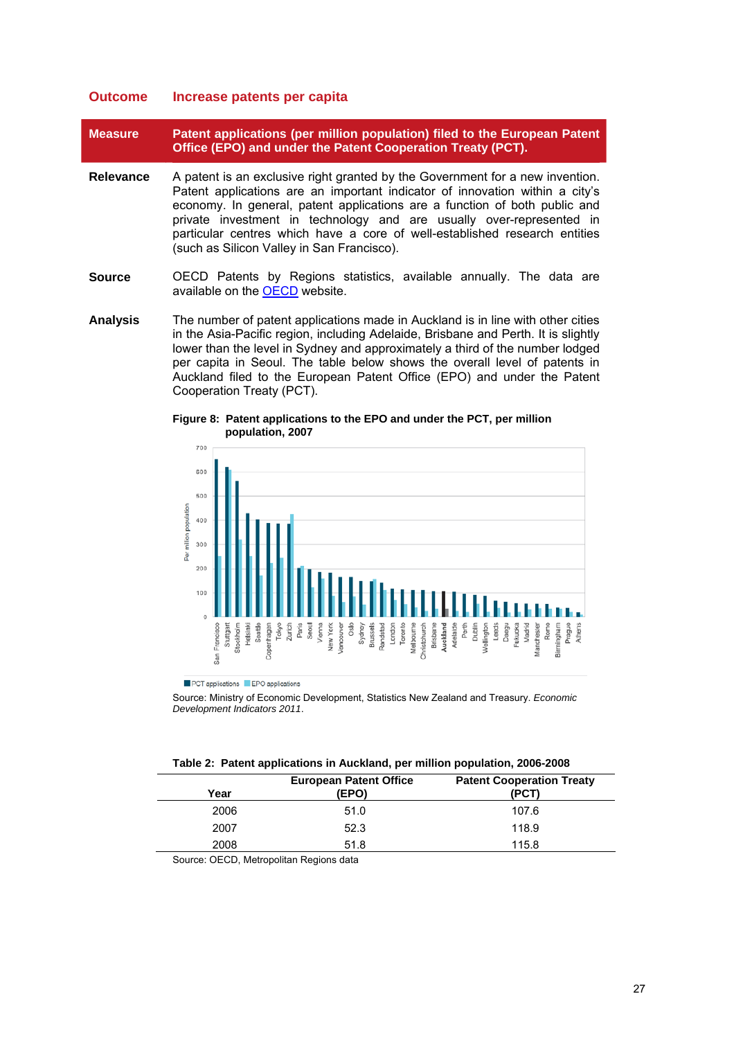| | |
|---|---|
| **Outcome** | **Increase patents per capita** |
| **Measure** | **Patent applications (per million population) filed to the European Patent Office (EPO) and under the Patent Cooperation Treaty (PCT).** |
| **Relevance** | A patent is an exclusive right granted by the Government for a new invention. Patent applications are an important indicator of innovation within a city's economy. In general, patent applications are a function of both public and private investment in technology and are usually over-represented in particular centres which have a core of well-established research entities (such as Silicon Valley in San Francisco). |
| **Source** | OECD Patents by Regions statistics, available annually. The data are available on the OECD website. |
| **Analysis** | The number of patent applications made in Auckland is in line with other cities in the Asia-Pacific region, including Adelaide, Brisbane and Perth. It is slightly lower than the level in Sydney and approximately a third of the number lodged per capita in Seoul. The table below shows the overall level of patents in Auckland filed to the European Patent Office (EPO) and under the Patent Cooperation Treaty (PCT). |

**Figure 8: Patent applications to the EPO and under the PCT, per million population, 2007**

Source: Ministry of Economic Development, Statistics New Zealand and Treasury. *Economic Development Indicators 2011*.

**Table 2: Patent applications in Auckland, per million population, 2006-2008**

| Year | European Patent Office (EPO) | Patent Cooperation Treaty (PCT) |
|---|---|---|
| 2006 | 51.0 | 107.6 |
| 2007 | 52.3 | 118.9 |
| 2008 | 51.8 | 115.8 |

Source: OECD, Metropolitan Regions data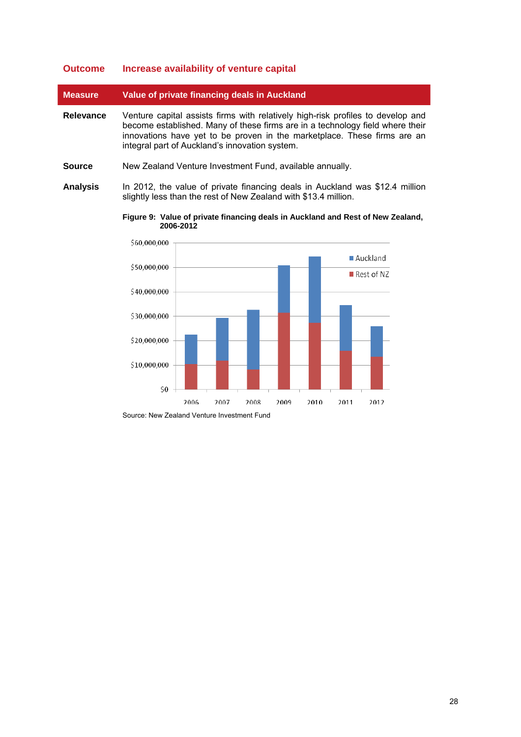**Outcome** **Increase availability of venture capital**

| **Measure** | **Value of private financing deals in Auckland** |
|---|---|
| **Relevance** | Venture capital assists firms with relatively high-risk profiles to develop and become established. Many of these firms are in a technology field where their innovations have yet to be proven in the marketplace. These firms are an integral part of Auckland's innovation system. |
| **Source** | New Zealand Venture Investment Fund, available annually. |
| **Analysis** | In 2012, the value of private financing deals in Auckland was $12.4 million slightly less than the rest of New Zealand with $13.4 million. |

**Figure 9: Value of private financing deals in Auckland and Rest of New Zealand, 2006-2012**

Source: New Zealand Venture Investment Fund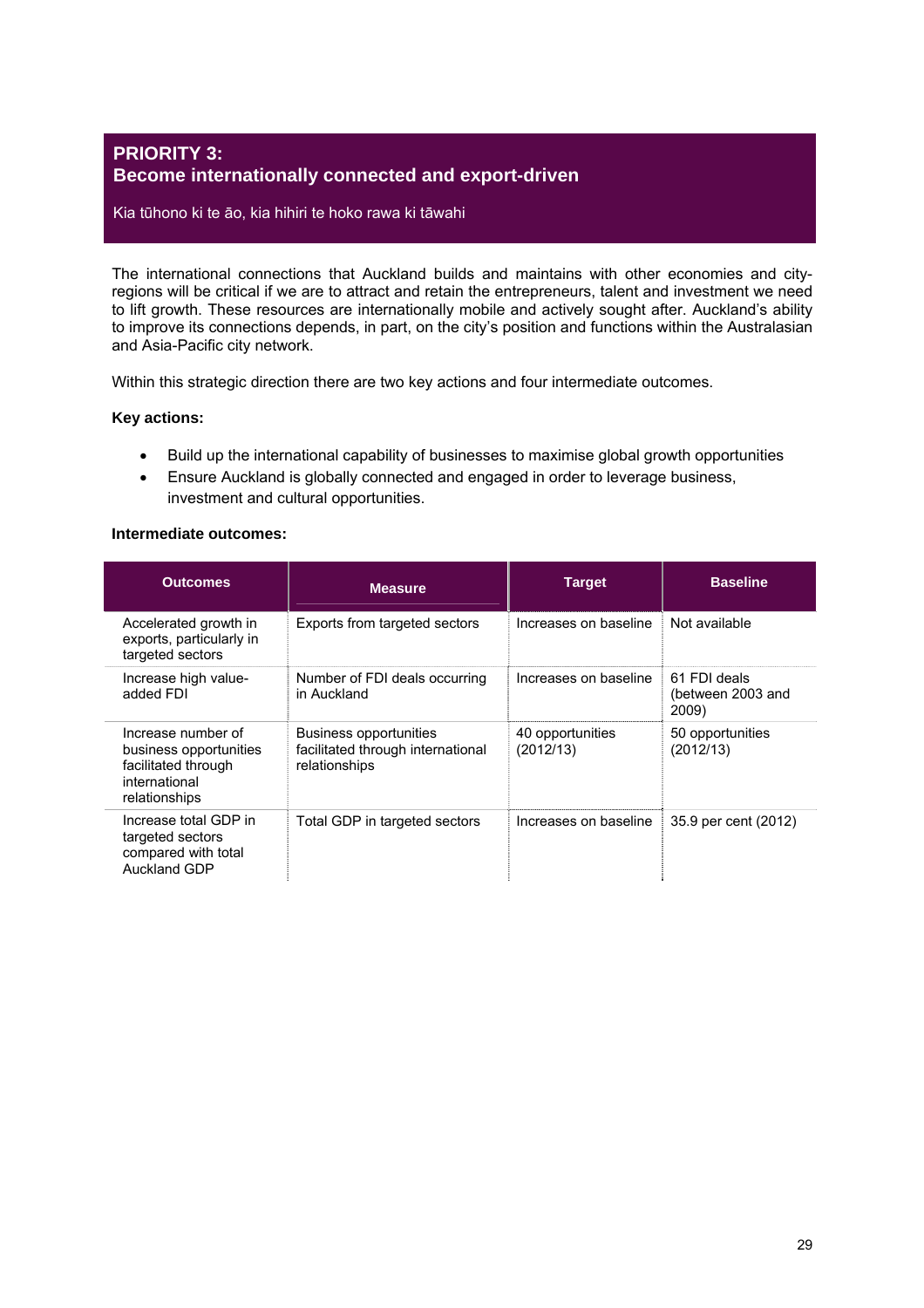## PRIORITY 3: Become internationally connected and export-driven

Kia tūhono ki te āo, kia hihiri te hoko rawa ki tāwahi

The international connections that Auckland builds and maintains with other economies and city-regions will be critical if we are to attract and retain the entrepreneurs, talent and investment we need to lift growth. These resources are internationally mobile and actively sought after. Auckland's ability to improve its connections depends, in part, on the city's position and functions within the Australasian and Asia-Pacific city network.

Within this strategic direction there are two key actions and four intermediate outcomes.

**Key actions:**

- Build up the international capability of businesses to maximise global growth opportunities
- Ensure Auckland is globally connected and engaged in order to leverage business, investment and cultural opportunities.

**Intermediate outcomes:**

| Outcomes | Measure | Target | Baseline |
|---|---|---|---|
| Accelerated growth in exports, particularly in targeted sectors | Exports from targeted sectors | Increases on baseline | Not available |
| Increase high value-added FDI | Number of FDI deals occurring in Auckland | Increases on baseline | 61 FDI deals (between 2003 and 2009) |
| Increase number of business opportunities facilitated through international relationships | Business opportunities facilitated through international relationships | 40 opportunities (2012/13) | 50 opportunities (2012/13) |
| Increase total GDP in targeted sectors compared with total Auckland GDP | Total GDP in targeted sectors | Increases on baseline | 35.9 per cent (2012) |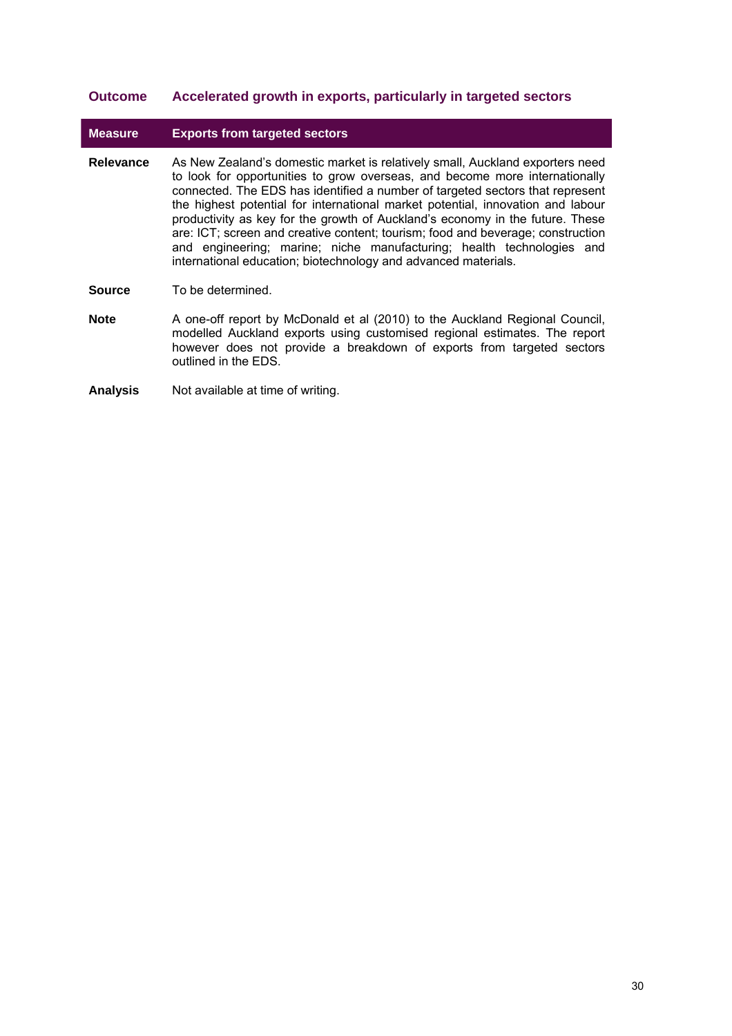**Outcome** **Accelerated growth in exports, particularly in targeted sectors**

| **Measure** | **Exports from targeted sectors** |
| --- | --- |
| **Relevance** | As New Zealand's domestic market is relatively small, Auckland exporters need to look for opportunities to grow overseas, and become more internationally connected. The EDS has identified a number of targeted sectors that represent the highest potential for international market potential, innovation and labour productivity as key for the growth of Auckland's economy in the future. These are: ICT; screen and creative content; tourism; food and beverage; construction and engineering; marine; niche manufacturing; health technologies and international education; biotechnology and advanced materials. |
| **Source** | To be determined. |
| **Note** | A one-off report by McDonald et al (2010) to the Auckland Regional Council, modelled Auckland exports using customised regional estimates. The report however does not provide a breakdown of exports from targeted sectors outlined in the EDS. |
| **Analysis** | Not available at time of writing. |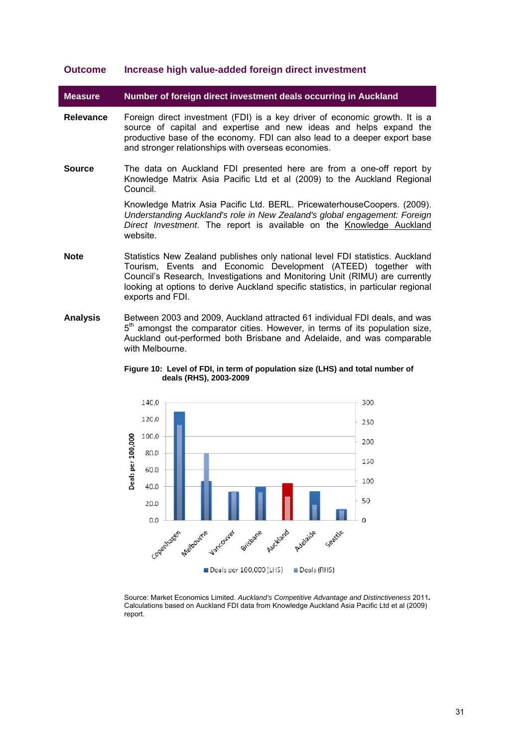**Outcome** **Increase high value-added foreign direct investment**

| **Measure** | **Number of foreign direct investment deals occurring in Auckland** |
|---|---|

**Relevance** Foreign direct investment (FDI) is a key driver of economic growth. It is a source of capital and expertise and new ideas and helps expand the productive base of the economy. FDI can also lead to a deeper export base and stronger relationships with overseas economies.

**Source** The data on Auckland FDI presented here are from a one-off report by Knowledge Matrix Asia Pacific Ltd et al (2009) to the Auckland Regional Council.

Knowledge Matrix Asia Pacific Ltd. BERL. PricewaterhouseCoopers. (2009). *Understanding Auckland's role in New Zealand's global engagement: Foreign Direct Investment*. The report is available on the Knowledge Auckland website.

**Note** Statistics New Zealand publishes only national level FDI statistics. Auckland Tourism, Events and Economic Development (ATEED) together with Council's Research, Investigations and Monitoring Unit (RIMU) are currently looking at options to derive Auckland specific statistics, in particular regional exports and FDI.

**Analysis** Between 2003 and 2009, Auckland attracted 61 individual FDI deals, and was 5th amongst the comparator cities. However, in terms of its population size, Auckland out-performed both Brisbane and Adelaide, and was comparable with Melbourne.

**Figure 10: Level of FDI, in term of population size (LHS) and total number of deals (RHS), 2003-2009**

Source: Market Economics Limited. *Auckland's Competitive Advantage and Distinctiveness* 2011. Calculations based on Auckland FDI data from Knowledge Auckland Asia Pacific Ltd et al (2009) report.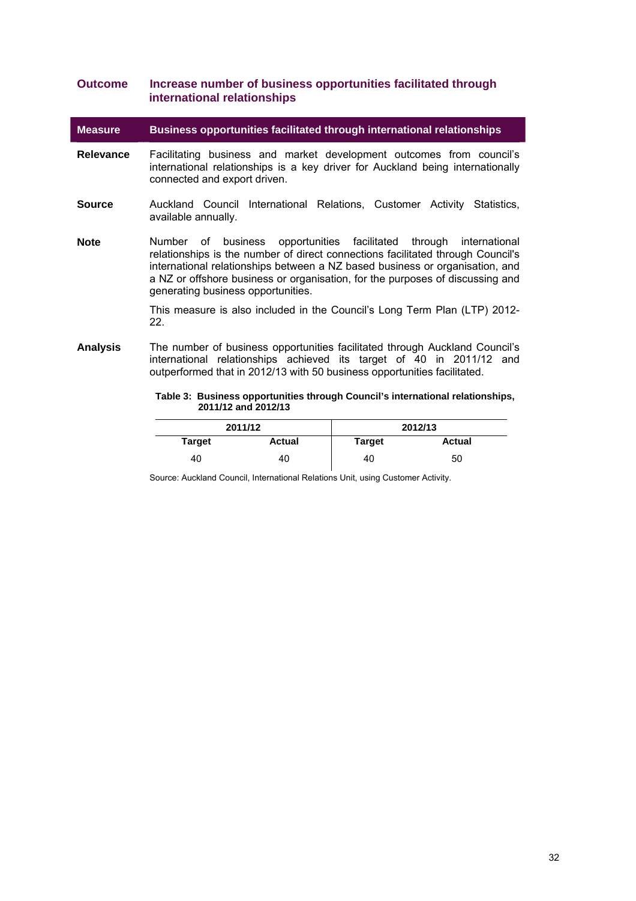**Outcome** **Increase number of business opportunities facilitated through international relationships**

| **Measure** | **Business opportunities facilitated through international relationships** |
|---|---|
| **Relevance** | Facilitating business and market development outcomes from council's international relationships is a key driver for Auckland being internationally connected and export driven. |
| **Source** | Auckland Council International Relations, Customer Activity Statistics, available annually. |
| **Note** | Number of business opportunities facilitated through international relationships is the number of direct connections facilitated through Council's international relationships between a NZ based business or organisation, and a NZ or offshore business or organisation, for the purposes of discussing and generating business opportunities. This measure is also included in the Council's Long Term Plan (LTP) 2012-22. |
| **Analysis** | The number of business opportunities facilitated through Auckland Council's international relationships achieved its target of 40 in 2011/12 and outperformed that in 2012/13 with 50 business opportunities facilitated. |

**Table 3: Business opportunities through Council's international relationships, 2011/12 and 2012/13**

| 2011/12 | | 2012/13 | |
|---|---|---|---|
| **Target** | **Actual** | **Target** | **Actual** |
| 40 | 40 | 40 | 50 |

Source: Auckland Council, International Relations Unit, using Customer Activity.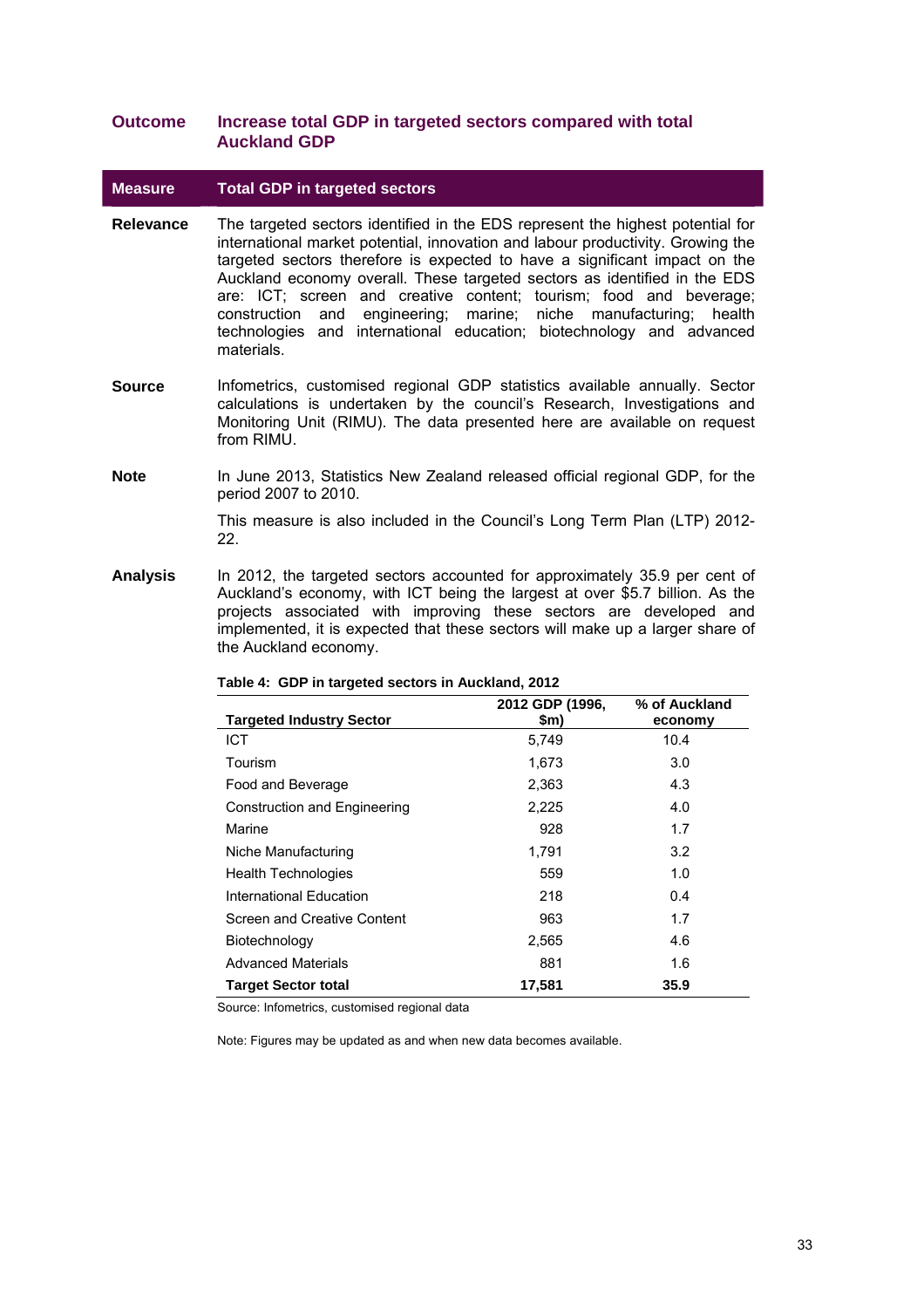**Outcome** **Increase total GDP in targeted sectors compared with total Auckland GDP**

**Measure** **Total GDP in targeted sectors**

**Relevance** The targeted sectors identified in the EDS represent the highest potential for international market potential, innovation and labour productivity. Growing the targeted sectors therefore is expected to have a significant impact on the Auckland economy overall. These targeted sectors as identified in the EDS are: ICT; screen and creative content; tourism; food and beverage; construction and engineering; marine; niche manufacturing; health technologies and international education; biotechnology and advanced materials.

**Source** Infometrics, customised regional GDP statistics available annually. Sector calculations is undertaken by the council's Research, Investigations and Monitoring Unit (RIMU). The data presented here are available on request from RIMU.

**Note** In June 2013, Statistics New Zealand released official regional GDP, for the period 2007 to 2010.

This measure is also included in the Council's Long Term Plan (LTP) 2012-22.

**Analysis** In 2012, the targeted sectors accounted for approximately 35.9 per cent of Auckland's economy, with ICT being the largest at over $5.7 billion. As the projects associated with improving these sectors are developed and implemented, it is expected that these sectors will make up a larger share of the Auckland economy.

**Table 4: GDP in targeted sectors in Auckland, 2012**

| Targeted Industry Sector | 2012 GDP (1996, $m) | % of Auckland economy |
|---|---|---|
| ICT | 5,749 | 10.4 |
| Tourism | 1,673 | 3.0 |
| Food and Beverage | 2,363 | 4.3 |
| Construction and Engineering | 2,225 | 4.0 |
| Marine | 928 | 1.7 |
| Niche Manufacturing | 1,791 | 3.2 |
| Health Technologies | 559 | 1.0 |
| International Education | 218 | 0.4 |
| Screen and Creative Content | 963 | 1.7 |
| Biotechnology | 2,565 | 4.6 |
| Advanced Materials | 881 | 1.6 |
| **Target Sector total** | **17,581** | **35.9** |

Source: Infometrics, customised regional data

Note: Figures may be updated as and when new data becomes available.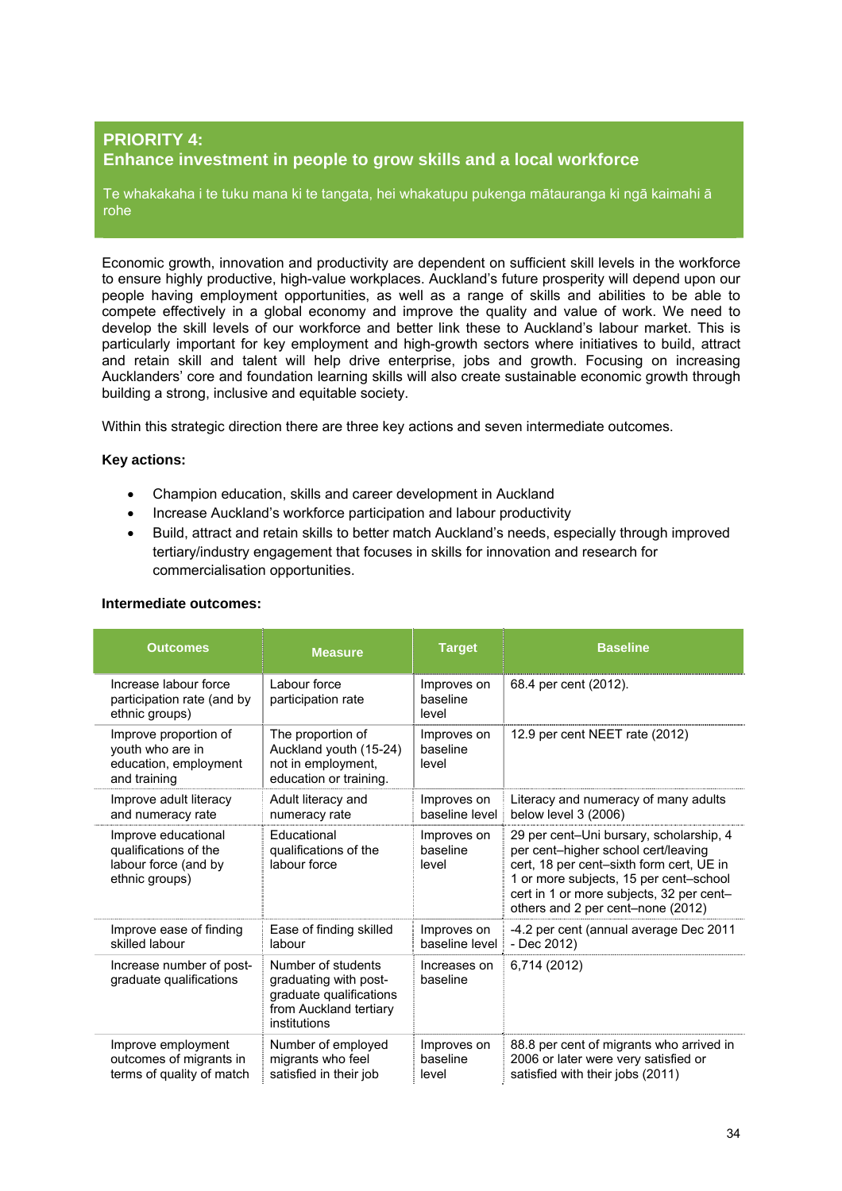## PRIORITY 4:
## Enhance investment in people to grow skills and a local workforce

Te whakakaha i te tuku mana ki te tangata, hei whakatupu pukenga mātauranga ki ngā kaimahi ā rohe

Economic growth, innovation and productivity are dependent on sufficient skill levels in the workforce to ensure highly productive, high-value workplaces. Auckland's future prosperity will depend upon our people having employment opportunities, as well as a range of skills and abilities to be able to compete effectively in a global economy and improve the quality and value of work. We need to develop the skill levels of our workforce and better link these to Auckland's labour market. This is particularly important for key employment and high-growth sectors where initiatives to build, attract and retain skill and talent will help drive enterprise, jobs and growth. Focusing on increasing Aucklanders' core and foundation learning skills will also create sustainable economic growth through building a strong, inclusive and equitable society.

Within this strategic direction there are three key actions and seven intermediate outcomes.

**Key actions:**

- Champion education, skills and career development in Auckland
- Increase Auckland's workforce participation and labour productivity
- Build, attract and retain skills to better match Auckland's needs, especially through improved tertiary/industry engagement that focuses in skills for innovation and research for commercialisation opportunities.

**Intermediate outcomes:**

| Outcomes | Measure | Target | Baseline |
|---|---|---|---|
| Increase labour force participation rate (and by ethnic groups) | Labour force participation rate | Improves on baseline level | 68.4 per cent (2012). |
| Improve proportion of youth who are in education, employment and training | The proportion of Auckland youth (15-24) not in employment, education or training. | Improves on baseline level | 12.9 per cent NEET rate (2012) |
| Improve adult literacy and numeracy rate | Adult literacy and numeracy rate | Improves on baseline level | Literacy and numeracy of many adults below level 3 (2006) |
| Improve educational qualifications of the labour force (and by ethnic groups) | Educational qualifications of the labour force | Improves on baseline level | 29 per cent–Uni bursary, scholarship, 4 per cent–higher school cert/leaving cert, 18 per cent–sixth form cert, UE in 1 or more subjects, 15 per cent–school cert in 1 or more subjects, 32 per cent–others and 2 per cent–none (2012) |
| Improve ease of finding skilled labour | Ease of finding skilled labour | Improves on baseline level | -4.2 per cent (annual average Dec 2011 - Dec 2012) |
| Increase number of post-graduate qualifications | Number of students graduating with post-graduate qualifications from Auckland tertiary institutions | Increases on baseline | 6,714 (2012) |
| Improve employment outcomes of migrants in terms of quality of match | Number of employed migrants who feel satisfied in their job | Improves on baseline level | 88.8 per cent of migrants who arrived in 2006 or later were very satisfied or satisfied with their jobs (2011) |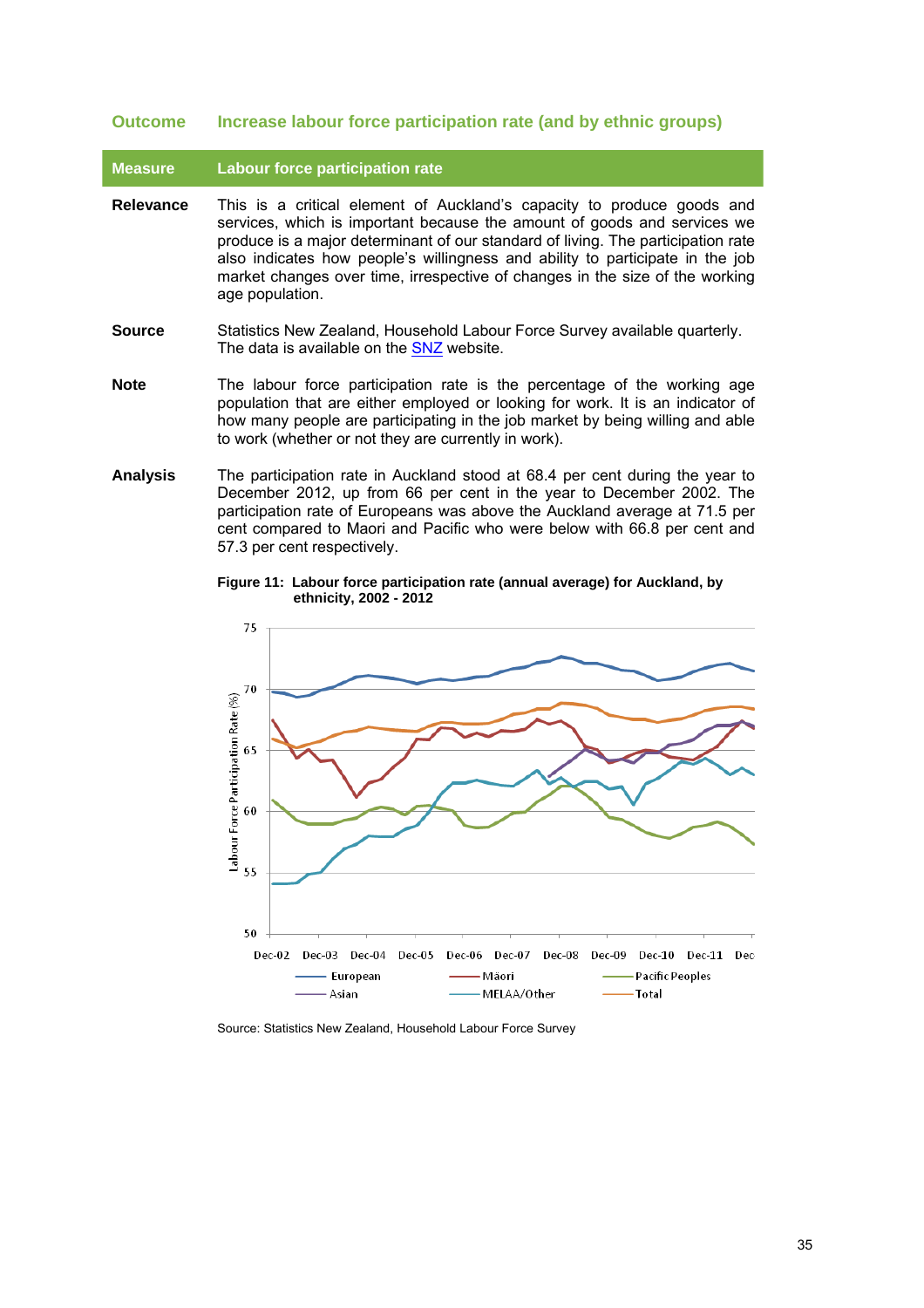**Outcome** **Increase labour force participation rate (and by ethnic groups)**

| Measure | Labour force participation rate |
|---|---|

**Relevance** This is a critical element of Auckland's capacity to produce goods and services, which is important because the amount of goods and services we produce is a major determinant of our standard of living. The participation rate also indicates how people's willingness and ability to participate in the job market changes over time, irrespective of changes in the size of the working age population.

**Source** Statistics New Zealand, Household Labour Force Survey available quarterly. The data is available on the SNZ website.

**Note** The labour force participation rate is the percentage of the working age population that are either employed or looking for work. It is an indicator of how many people are participating in the job market by being willing and able to work (whether or not they are currently in work).

**Analysis** The participation rate in Auckland stood at 68.4 per cent during the year to December 2012, up from 66 per cent in the year to December 2002. The participation rate of Europeans was above the Auckland average at 71.5 per cent compared to Maori and Pacific who were below with 66.8 per cent and 57.3 per cent respectively.

**Figure 11: Labour force participation rate (annual average) for Auckland, by ethnicity, 2002 - 2012**

Source: Statistics New Zealand, Household Labour Force Survey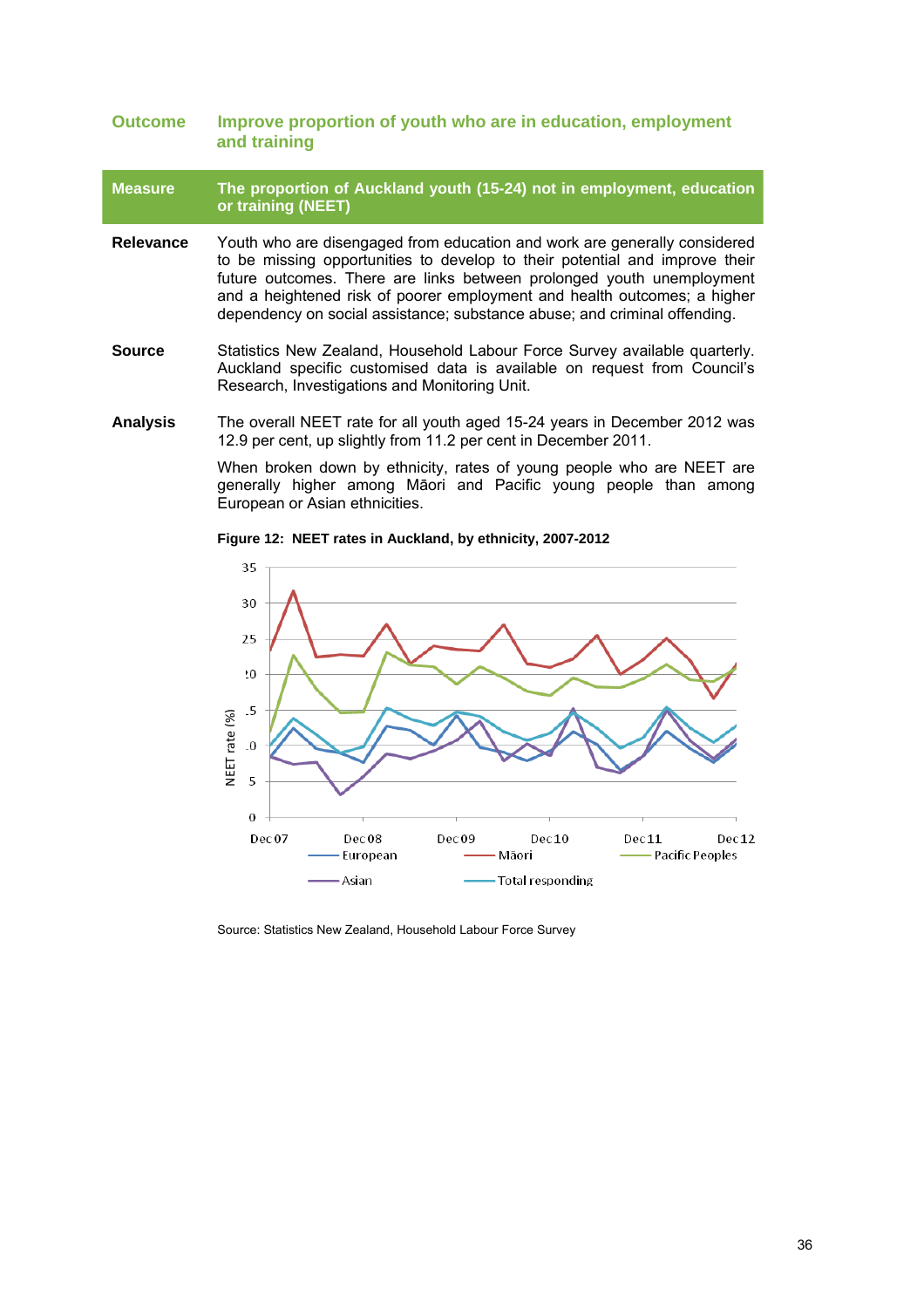| | |
|---|---|
| **Outcome** | **Improve proportion of youth who are in education, employment and training** |
| **Measure** | **The proportion of Auckland youth (15-24) not in employment, education or training (NEET)** |
| **Relevance** | Youth who are disengaged from education and work are generally considered to be missing opportunities to develop to their potential and improve their future outcomes. There are links between prolonged youth unemployment and a heightened risk of poorer employment and health outcomes; a higher dependency on social assistance; substance abuse; and criminal offending. |
| **Source** | Statistics New Zealand, Household Labour Force Survey available quarterly. Auckland specific customised data is available on request from Council's Research, Investigations and Monitoring Unit. |
| **Analysis** | The overall NEET rate for all youth aged 15-24 years in December 2012 was 12.9 per cent, up slightly from 11.2 per cent in December 2011. |
| | When broken down by ethnicity, rates of young people who are NEET are generally higher among Māori and Pacific young people than among European or Asian ethnicities. |

**Figure 12: NEET rates in Auckland, by ethnicity, 2007-2012**

Source: Statistics New Zealand, Household Labour Force Survey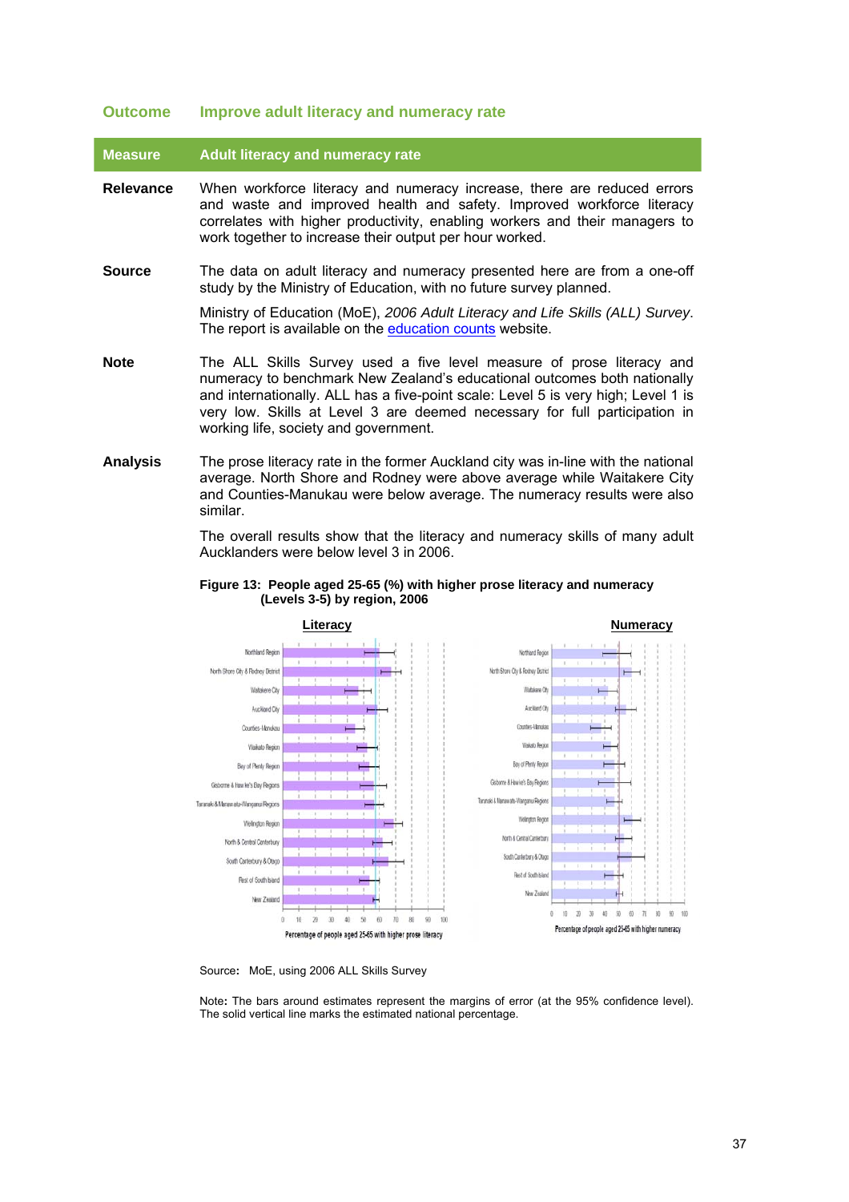**Outcome** **Improve adult literacy and numeracy rate**

| **Measure** | **Adult literacy and numeracy rate** |
|---|---|

**Relevance** When workforce literacy and numeracy increase, there are reduced errors and waste and improved health and safety. Improved workforce literacy correlates with higher productivity, enabling workers and their managers to work together to increase their output per hour worked.

**Source** The data on adult literacy and numeracy presented here are from a one-off study by the Ministry of Education, with no future survey planned.

Ministry of Education (MoE), *2006 Adult Literacy and Life Skills (ALL) Survey*. The report is available on the education counts website.

**Note** The ALL Skills Survey used a five level measure of prose literacy and numeracy to benchmark New Zealand's educational outcomes both nationally and internationally. ALL has a five-point scale: Level 5 is very high; Level 1 is very low. Skills at Level 3 are deemed necessary for full participation in working life, society and government.

**Analysis** The prose literacy rate in the former Auckland city was in-line with the national average. North Shore and Rodney were above average while Waitakere City and Counties-Manukau were below average. The numeracy results were also similar.

The overall results show that the literacy and numeracy skills of many adult Aucklanders were below level 3 in 2006.

**Figure 13: People aged 25-65 (%) with higher prose literacy and numeracy (Levels 3-5) by region, 2006**

Source**:** MoE, using 2006 ALL Skills Survey

Note**:** The bars around estimates represent the margins of error (at the 95% confidence level). The solid vertical line marks the estimated national percentage.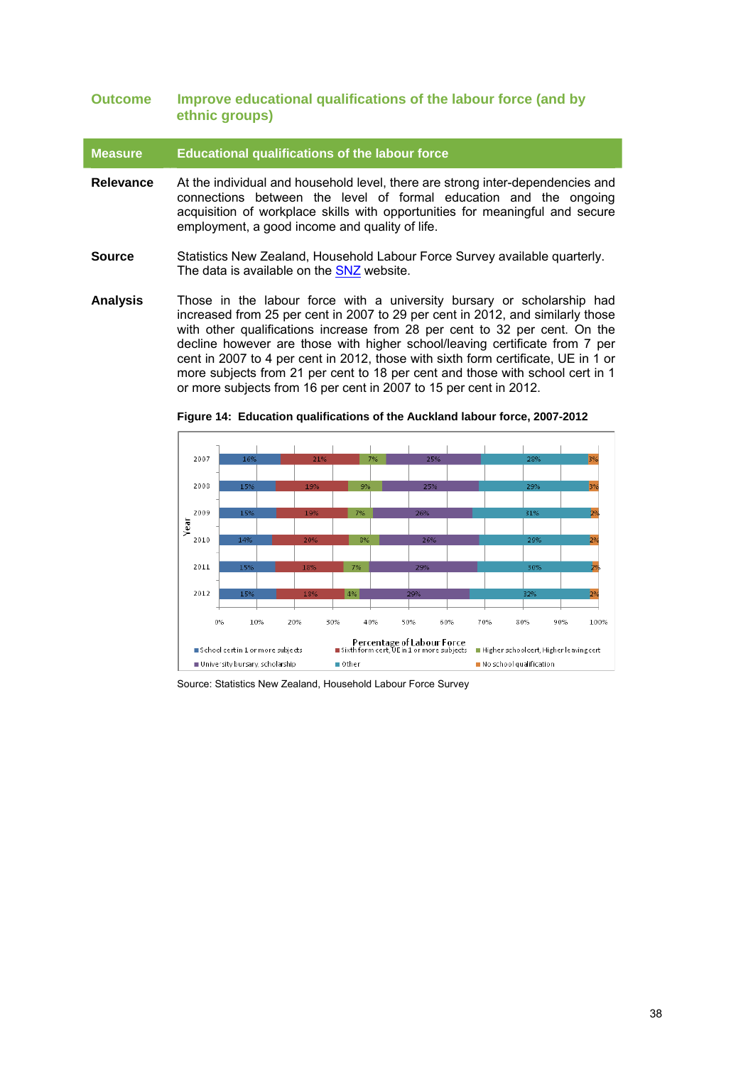| | |
|---|---|
| **Outcome** | **Improve educational qualifications of the labour force (and by ethnic groups)** |
| **Measure** | **Educational qualifications of the labour force** |

**Relevance**

At the individual and household level, there are strong inter-dependencies and connections between the level of formal education and the ongoing acquisition of workplace skills with opportunities for meaningful and secure employment, a good income and quality of life.

**Source**

Statistics New Zealand, Household Labour Force Survey available quarterly. The data is available on the SNZ website.

**Analysis**

Those in the labour force with a university bursary or scholarship had increased from 25 per cent in 2007 to 29 per cent in 2012, and similarly those with other qualifications increase from 28 per cent to 32 per cent. On the decline however are those with higher school/leaving certificate from 7 per cent in 2007 to 4 per cent in 2012, those with sixth form certificate, UE in 1 or more subjects from 21 per cent to 18 per cent and those with school cert in 1 or more subjects from 16 per cent in 2007 to 15 per cent in 2012.

**Figure 14: Education qualifications of the Auckland labour force, 2007-2012**

| Year | School cert in 1 or more subjects | Sixth form cert, UE in 1 or more subjects | Higher school cert, Higher leaving cert | University bursary, scholarship | Other | No school qualification |
|---|---|---|---|---|---|---|
| 2007 | 16% | 21% | 7% | 25% | 28% | 3% |
| 2008 | 15% | 19% | 9% | 25% | 29% | 3% |
| 2009 | 15% | 19% | 7% | 26% | 31% | 2% |
| 2010 | 14% | 20% | 8% | 26% | 29% | 2% |
| 2011 | 15% | 18% | 7% | 29% | 30% | 2% |
| 2012 | 15% | 18% | 4% | 29% | 32% | 2% |

Source: Statistics New Zealand, Household Labour Force Survey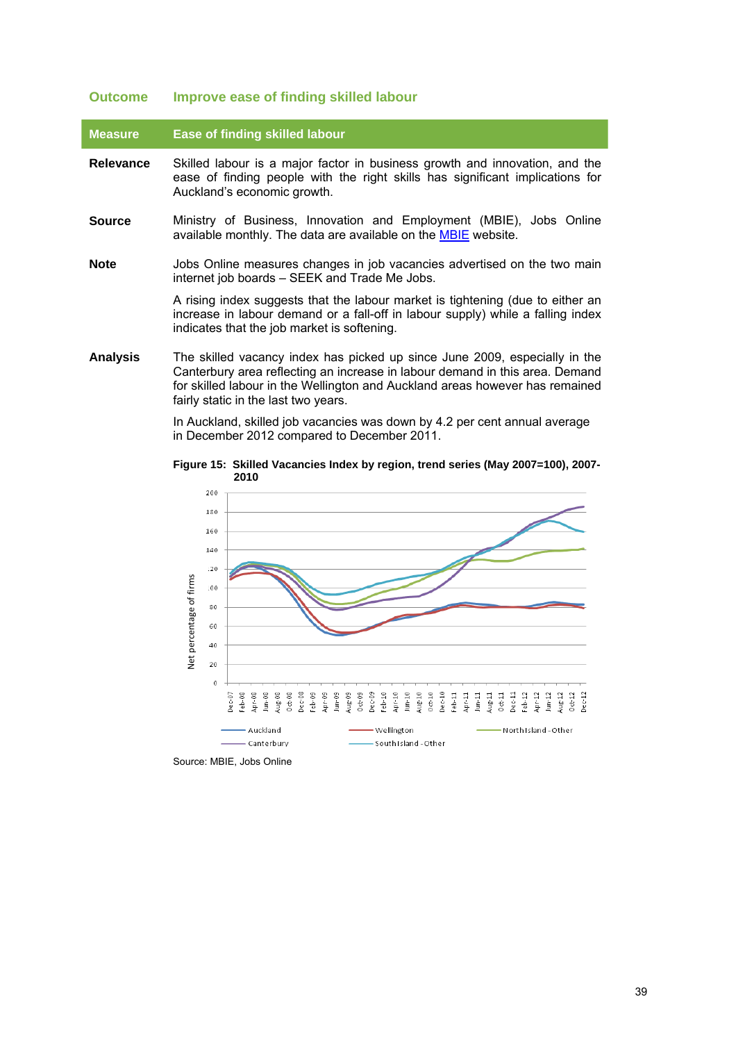**Outcome** **Improve ease of finding skilled labour**

| Measure | Ease of finding skilled labour |
|---|---|
| **Relevance** | Skilled labour is a major factor in business growth and innovation, and the ease of finding people with the right skills has significant implications for Auckland's economic growth. |
| **Source** | Ministry of Business, Innovation and Employment (MBIE), Jobs Online available monthly. The data are available on the [MBIE](MBIE) website. |
| **Note** | Jobs Online measures changes in job vacancies advertised on the two main internet job boards – SEEK and Trade Me Jobs. A rising index suggests that the labour market is tightening (due to either an increase in labour demand or a fall-off in labour supply) while a falling index indicates that the job market is softening. |
| **Analysis** | The skilled vacancy index has picked up since June 2009, especially in the Canterbury area reflecting an increase in labour demand in this area. Demand for skilled labour in the Wellington and Auckland areas however has remained fairly static in the last two years. In Auckland, skilled job vacancies was down by 4.2 per cent annual average in December 2012 compared to December 2011. |

**Figure 15: Skilled Vacancies Index by region, trend series (May 2007=100), 2007-2010**

Source: MBIE, Jobs Online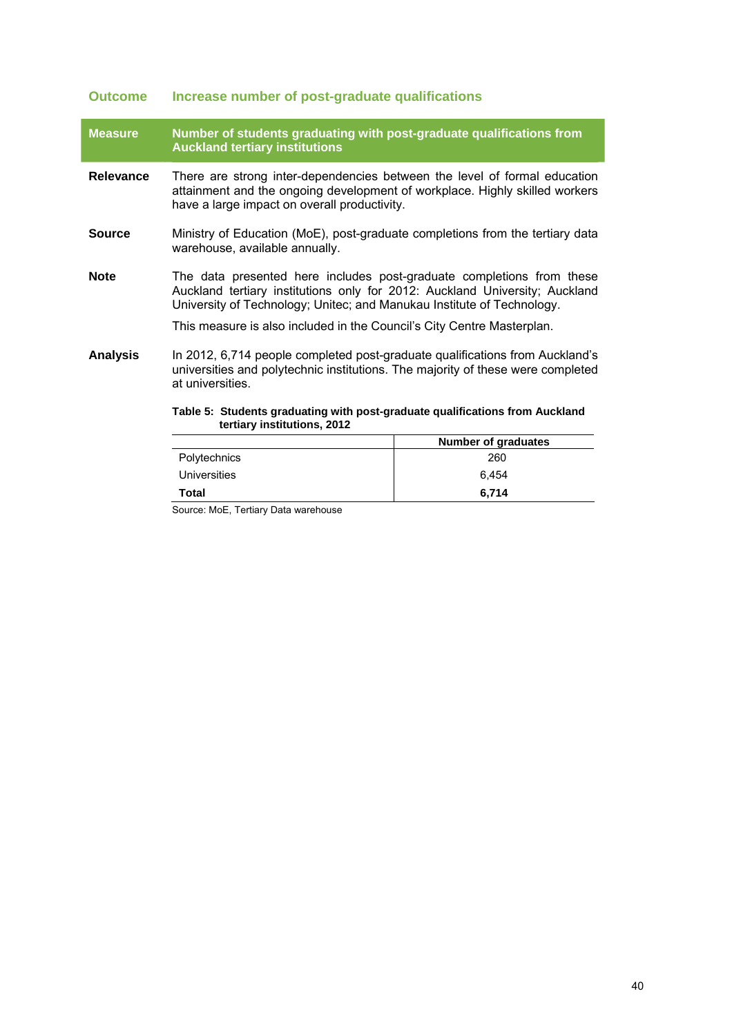## Outcome: Increase number of post-graduate qualifications

**Measure:** **Number of students graduating with post-graduate qualifications from Auckland tertiary institutions**

**Relevance:** There are strong inter-dependencies between the level of formal education attainment and the ongoing development of workplace. Highly skilled workers have a large impact on overall productivity.

**Source:** Ministry of Education (MoE), post-graduate completions from the tertiary data warehouse, available annually.

**Note:** The data presented here includes post-graduate completions from these Auckland tertiary institutions only for 2012: Auckland University; Auckland University of Technology; Unitec; and Manukau Institute of Technology.

This measure is also included in the Council's City Centre Masterplan.

**Analysis:** In 2012, 6,714 people completed post-graduate qualifications from Auckland's universities and polytechnic institutions. The majority of these were completed at universities.

**Table 5: Students graduating with post-graduate qualifications from Auckland tertiary institutions, 2012**

| | Number of graduates |
|---|---|
| Polytechnics | 260 |
| Universities | 6,454 |
| **Total** | **6,714** |

Source: MoE, Tertiary Data warehouse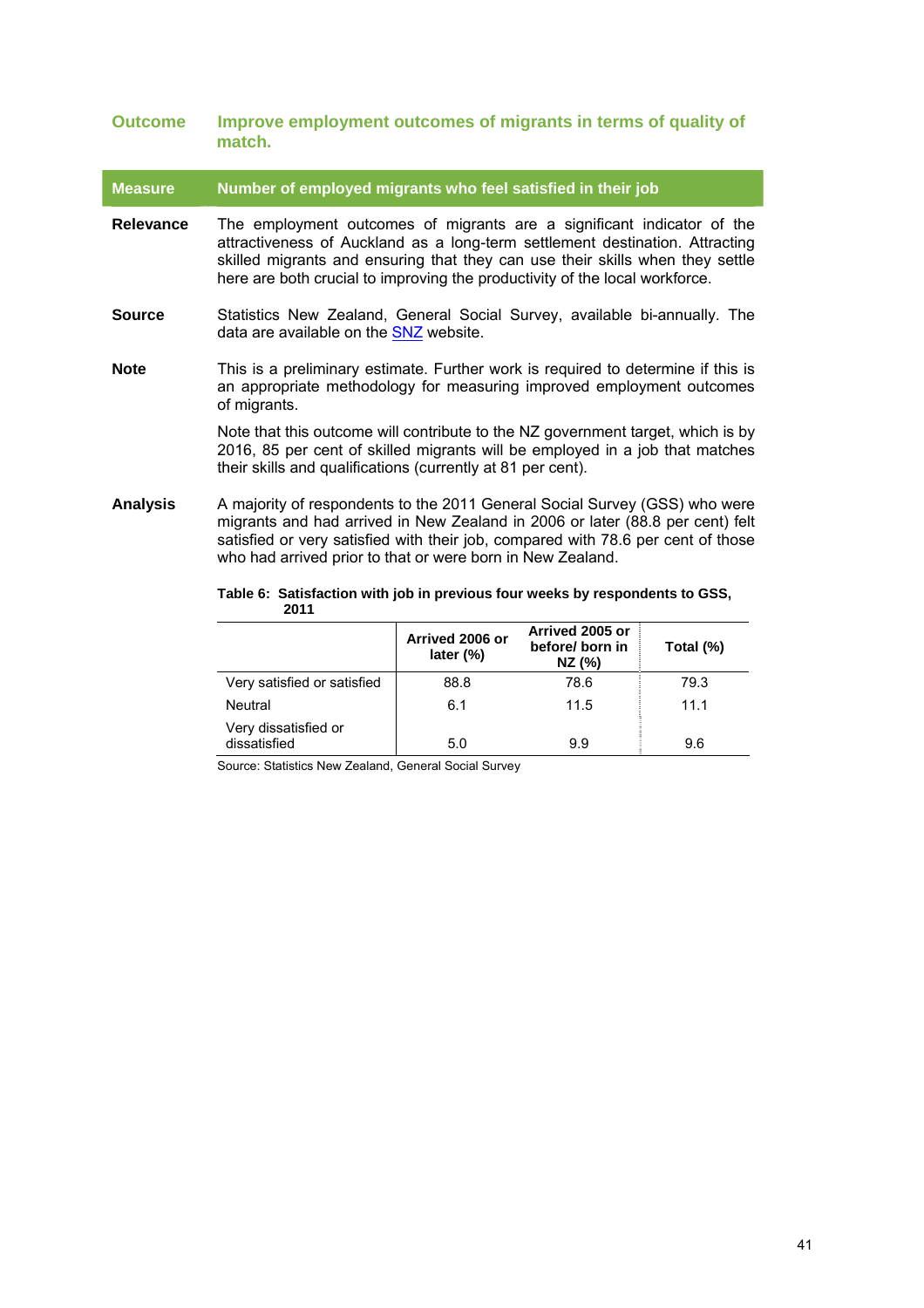**Outcome** **Improve employment outcomes of migrants in terms of quality of match.**

**Measure** **Number of employed migrants who feel satisfied in their job**

**Relevance** The employment outcomes of migrants are a significant indicator of the attractiveness of Auckland as a long-term settlement destination. Attracting skilled migrants and ensuring that they can use their skills when they settle here are both crucial to improving the productivity of the local workforce.

**Source** Statistics New Zealand, General Social Survey, available bi-annually. The data are available on the SNZ website.

**Note** This is a preliminary estimate. Further work is required to determine if this is an appropriate methodology for measuring improved employment outcomes of migrants.

Note that this outcome will contribute to the NZ government target, which is by 2016, 85 per cent of skilled migrants will be employed in a job that matches their skills and qualifications (currently at 81 per cent).

**Analysis** A majority of respondents to the 2011 General Social Survey (GSS) who were migrants and had arrived in New Zealand in 2006 or later (88.8 per cent) felt satisfied or very satisfied with their job, compared with 78.6 per cent of those who had arrived prior to that or were born in New Zealand.

**Table 6: Satisfaction with job in previous four weeks by respondents to GSS, 2011**

| | Arrived 2006 or later (%) | Arrived 2005 or before/ born in NZ (%) | Total (%) |
|---|---|---|---|
| Very satisfied or satisfied | 88.8 | 78.6 | 79.3 |
| Neutral | 6.1 | 11.5 | 11.1 |
| Very dissatisfied or dissatisfied | 5.0 | 9.9 | 9.6 |

Source: Statistics New Zealand, General Social Survey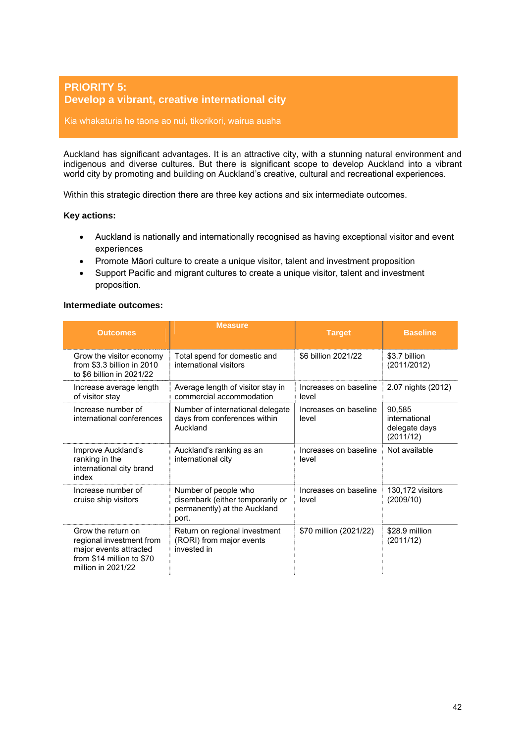## PRIORITY 5:
## Develop a vibrant, creative international city

Kia whakaturia he tāone ao nui, tikorikori, wairua auaha

Auckland has significant advantages. It is an attractive city, with a stunning natural environment and indigenous and diverse cultures. But there is significant scope to develop Auckland into a vibrant world city by promoting and building on Auckland's creative, cultural and recreational experiences.

Within this strategic direction there are three key actions and six intermediate outcomes.

**Key actions:**

- Auckland is nationally and internationally recognised as having exceptional visitor and event experiences
- Promote Māori culture to create a unique visitor, talent and investment proposition
- Support Pacific and migrant cultures to create a unique visitor, talent and investment proposition.

**Intermediate outcomes:**

| Outcomes | Measure | Target | Baseline |
|---|---|---|---|
| Grow the visitor economy from $3.3 billion in 2010 to $6 billion in 2021/22 | Total spend for domestic and international visitors | $6 billion 2021/22 | $3.7 billion (2011/2012) |
| Increase average length of visitor stay | Average length of visitor stay in commercial accommodation | Increases on baseline level | 2.07 nights (2012) |
| Increase number of international conferences | Number of international delegate days from conferences within Auckland | Increases on baseline level | 90,585 international delegate days (2011/12) |
| Improve Auckland's ranking in the international city brand index | Auckland's ranking as an international city | Increases on baseline level | Not available |
| Increase number of cruise ship visitors | Number of people who disembark (either temporarily or permanently) at the Auckland port. | Increases on baseline level | 130,172 visitors (2009/10) |
| Grow the return on regional investment from major events attracted from $14 million to $70 million in 2021/22 | Return on regional investment (RORI) from major events invested in | $70 million (2021/22) | $28.9 million (2011/12) |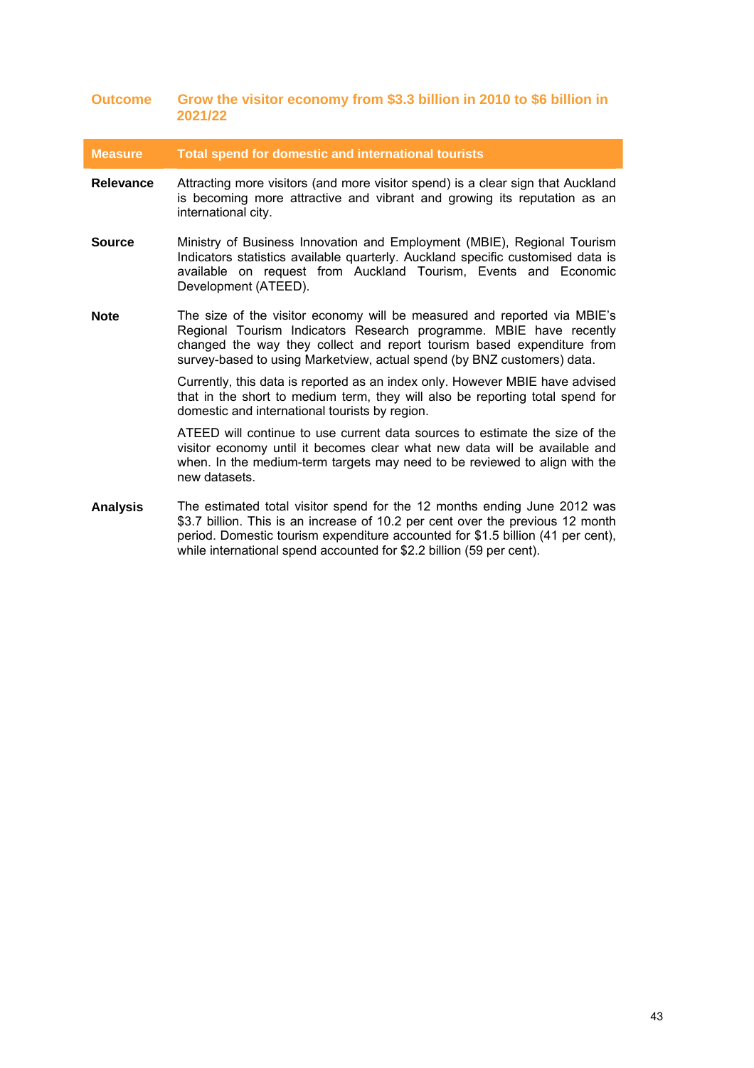**Outcome** **Grow the visitor economy from $3.3 billion in 2010 to $6 billion in 2021/22**

| Measure | Total spend for domestic and international tourists |
|---|---|
| **Relevance** | Attracting more visitors (and more visitor spend) is a clear sign that Auckland is becoming more attractive and vibrant and growing its reputation as an international city. |
| **Source** | Ministry of Business Innovation and Employment (MBIE), Regional Tourism Indicators statistics available quarterly. Auckland specific customised data is available on request from Auckland Tourism, Events and Economic Development (ATEED). |
| **Note** | The size of the visitor economy will be measured and reported via MBIE's Regional Tourism Indicators Research programme. MBIE have recently changed the way they collect and report tourism based expenditure from survey-based to using Marketview, actual spend (by BNZ customers) data.<br><br>Currently, this data is reported as an index only. However MBIE have advised that in the short to medium term, they will also be reporting total spend for domestic and international tourists by region.<br><br>ATEED will continue to use current data sources to estimate the size of the visitor economy until it becomes clear what new data will be available and when. In the medium-term targets may need to be reviewed to align with the new datasets. |
| **Analysis** | The estimated total visitor spend for the 12 months ending June 2012 was $3.7 billion. This is an increase of 10.2 per cent over the previous 12 month period. Domestic tourism expenditure accounted for $1.5 billion (41 per cent), while international spend accounted for $2.2 billion (59 per cent). |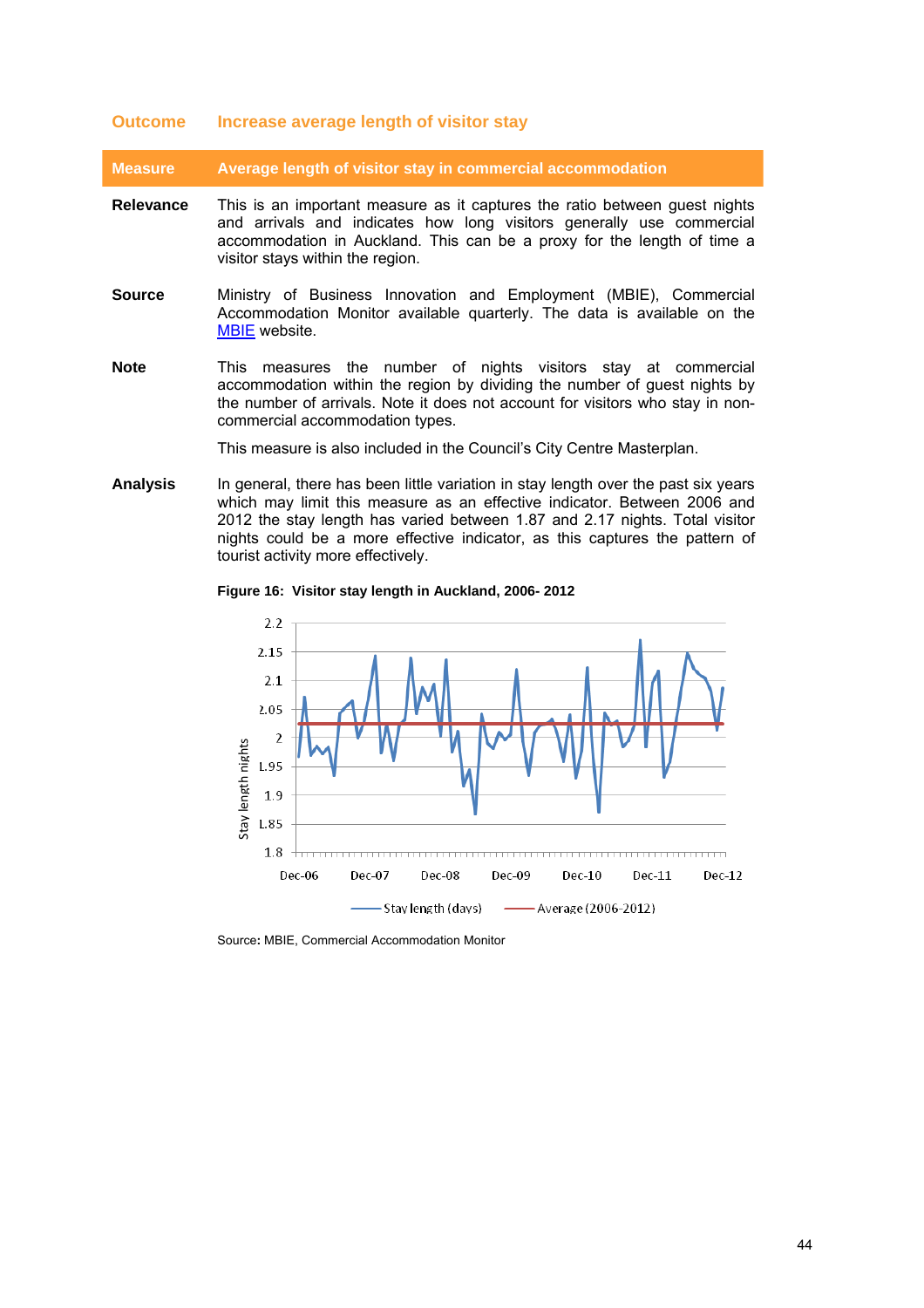| **Outcome** | **Increase average length of visitor stay** |
|---|---|
| **Measure** | **Average length of visitor stay in commercial accommodation** |
| **Relevance** | This is an important measure as it captures the ratio between guest nights and arrivals and indicates how long visitors generally use commercial accommodation in Auckland. This can be a proxy for the length of time a visitor stays within the region. |
| **Source** | Ministry of Business Innovation and Employment (MBIE), Commercial Accommodation Monitor available quarterly. The data is available on the MBIE website. |
| **Note** | This measures the number of nights visitors stay at commercial accommodation within the region by dividing the number of guest nights by the number of arrivals. Note it does not account for visitors who stay in non-commercial accommodation types.<br><br>This measure is also included in the Council's City Centre Masterplan. |
| **Analysis** | In general, there has been little variation in stay length over the past six years which may limit this measure as an effective indicator. Between 2006 and 2012 the stay length has varied between 1.87 and 2.17 nights. Total visitor nights could be a more effective indicator, as this captures the pattern of tourist activity more effectively. |

**Figure 16: Visitor stay length in Auckland, 2006- 2012**

Source: MBIE, Commercial Accommodation Monitor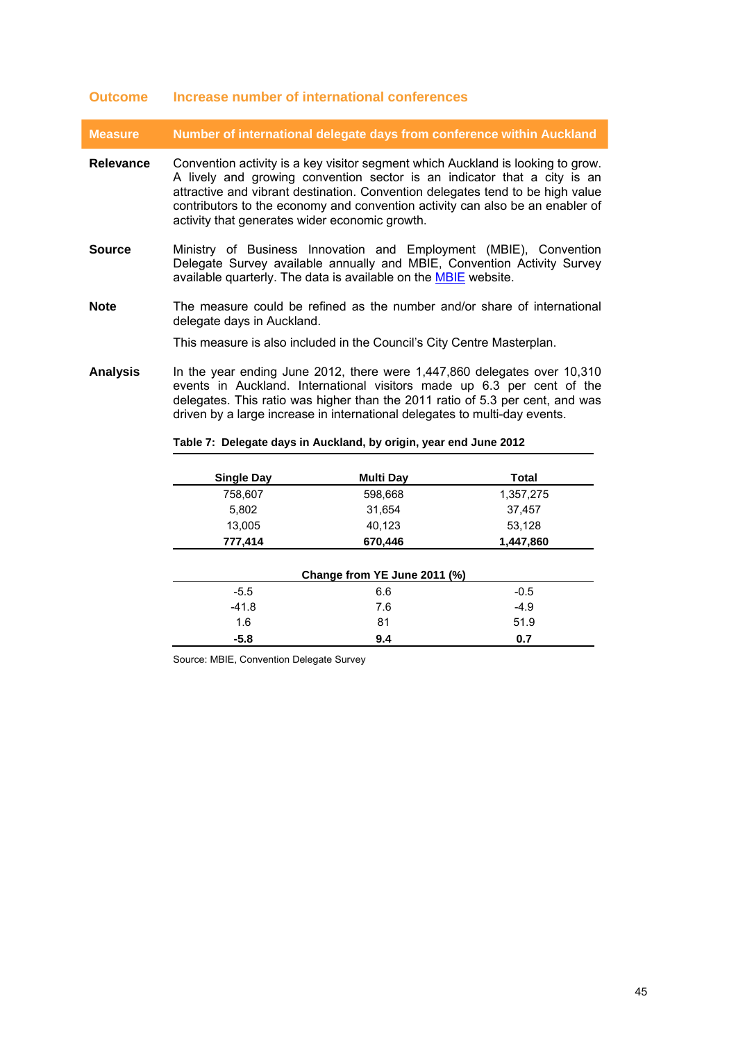**Outcome** **Increase number of international conferences**

**Measure** **Number of international delegate days from conference within Auckland**

**Relevance** Convention activity is a key visitor segment which Auckland is looking to grow. A lively and growing convention sector is an indicator that a city is an attractive and vibrant destination. Convention delegates tend to be high value contributors to the economy and convention activity can also be an enabler of activity that generates wider economic growth.

**Source** Ministry of Business Innovation and Employment (MBIE), Convention Delegate Survey available annually and MBIE, Convention Activity Survey available quarterly. The data is available on the MBIE website.

**Note** The measure could be refined as the number and/or share of international delegate days in Auckland.

This measure is also included in the Council's City Centre Masterplan.

**Analysis** In the year ending June 2012, there were 1,447,860 delegates over 10,310 events in Auckland. International visitors made up 6.3 per cent of the delegates. This ratio was higher than the 2011 ratio of 5.3 per cent, and was driven by a large increase in international delegates to multi-day events.

**Table 7: Delegate days in Auckland, by origin, year end June 2012**

| Single Day | Multi Day | Total |
|---|---|---|
| 758,607 | 598,668 | 1,357,275 |
| 5,802 | 31,654 | 37,457 |
| 13,005 | 40,123 | 53,128 |
| **777,414** | **670,446** | **1,447,860** |
| | **Change from YE June 2011 (%)** | |
| -5.5 | 6.6 | -0.5 |
| -41.8 | 7.6 | -4.9 |
| 1.6 | 81 | 51.9 |
| **-5.8** | **9.4** | **0.7** |

Source: MBIE, Convention Delegate Survey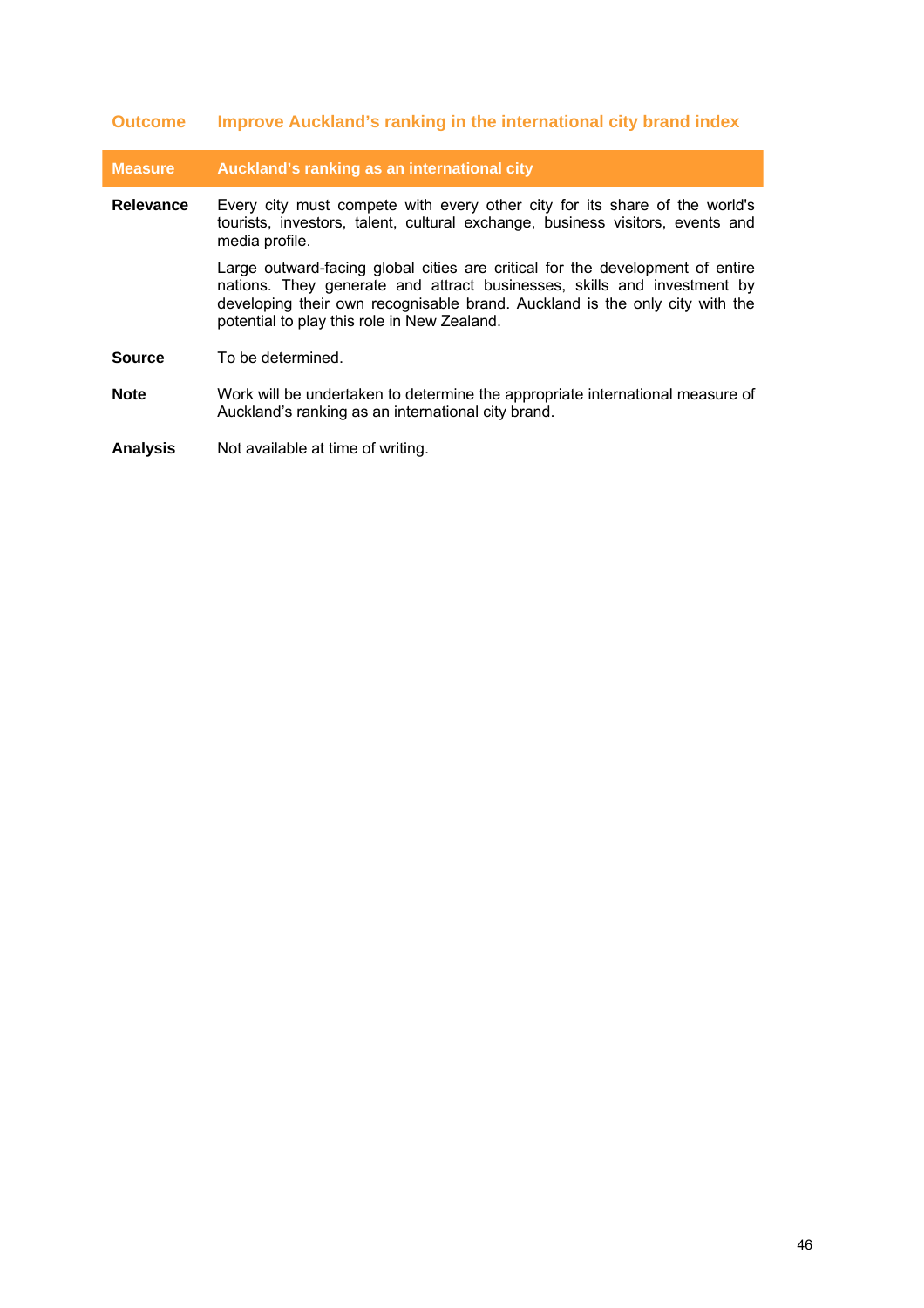## Outcome Improve Auckland's ranking in the international city brand index

| Measure | Auckland's ranking as an international city |
|---|---|
| **Relevance** | Every city must compete with every other city for its share of the world's tourists, investors, talent, cultural exchange, business visitors, events and media profile.<br><br>Large outward-facing global cities are critical for the development of entire nations. They generate and attract businesses, skills and investment by developing their own recognisable brand. Auckland is the only city with the potential to play this role in New Zealand. |
| **Source** | To be determined. |
| **Note** | Work will be undertaken to determine the appropriate international measure of Auckland's ranking as an international city brand. |
| **Analysis** | Not available at time of writing. |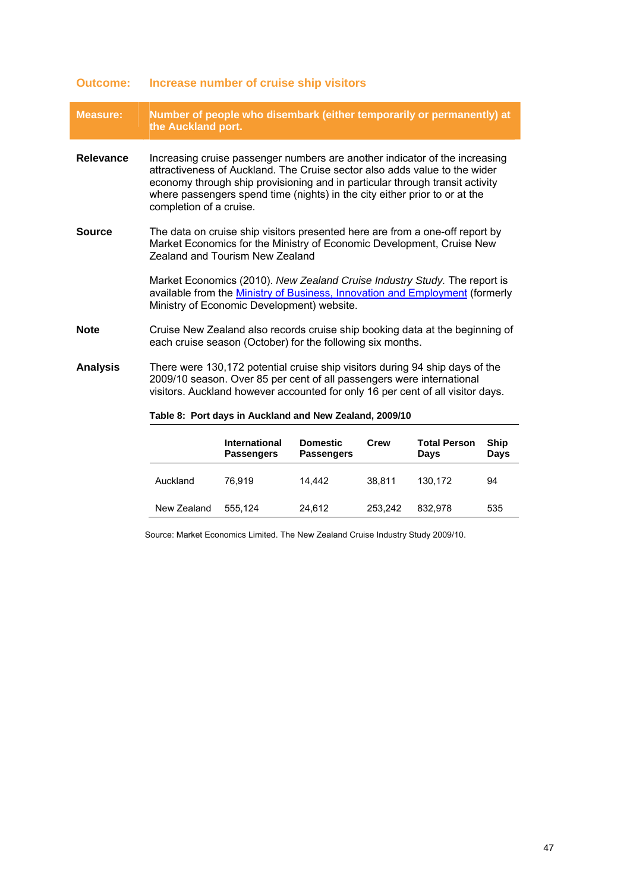## Outcome: Increase number of cruise ship visitors

| Measure: | Number of people who disembark (either temporarily or permanently) at the Auckland port. |
|---|---|

**Relevance**

Increasing cruise passenger numbers are another indicator of the increasing attractiveness of Auckland. The Cruise sector also adds value to the wider economy through ship provisioning and in particular through transit activity where passengers spend time (nights) in the city either prior to or at the completion of a cruise.

**Source**

The data on cruise ship visitors presented here are from a one-off report by Market Economics for the Ministry of Economic Development, Cruise New Zealand and Tourism New Zealand

Market Economics (2010). *New Zealand Cruise Industry Study.* The report is available from the Ministry of Business, Innovation and Employment (formerly Ministry of Economic Development) website.

**Note**

Cruise New Zealand also records cruise ship booking data at the beginning of each cruise season (October) for the following six months.

**Analysis**

There were 130,172 potential cruise ship visitors during 94 ship days of the 2009/10 season. Over 85 per cent of all passengers were international visitors. Auckland however accounted for only 16 per cent of all visitor days.

**Table 8: Port days in Auckland and New Zealand, 2009/10**

| | International Passengers | Domestic Passengers | Crew | Total Person Days | Ship Days |
|---|---|---|---|---|---|
| Auckland | 76,919 | 14,442 | 38,811 | 130,172 | 94 |
| New Zealand | 555,124 | 24,612 | 253,242 | 832,978 | 535 |

Source: Market Economics Limited. The New Zealand Cruise Industry Study 2009/10.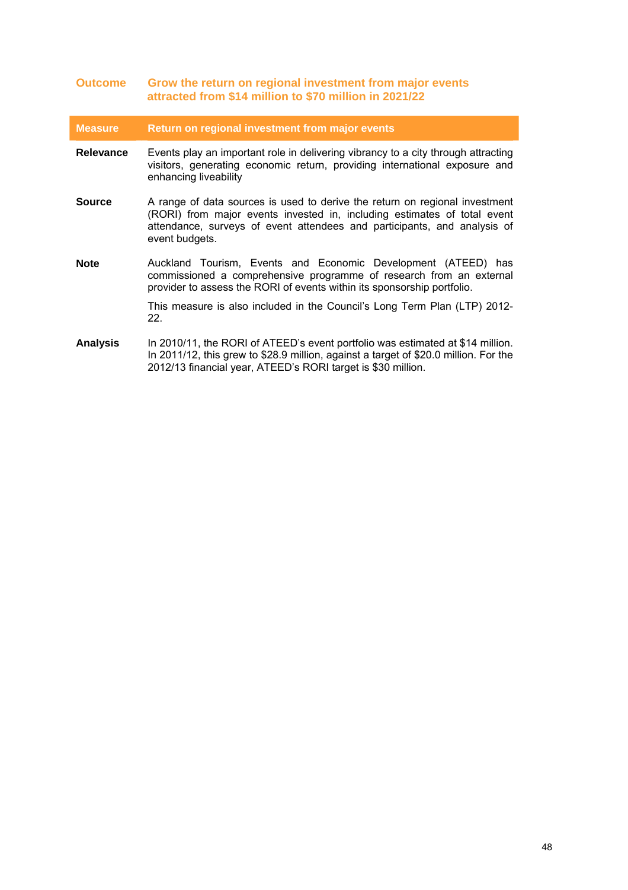**Outcome** **Grow the return on regional investment from major events attracted from $14 million to $70 million in 2021/22**

| Measure | Return on regional investment from major events |
|---|---|
| **Relevance** | Events play an important role in delivering vibrancy to a city through attracting visitors, generating economic return, providing international exposure and enhancing liveability |
| **Source** | A range of data sources is used to derive the return on regional investment (RORI) from major events invested in, including estimates of total event attendance, surveys of event attendees and participants, and analysis of event budgets. |
| **Note** | Auckland Tourism, Events and Economic Development (ATEED) has commissioned a comprehensive programme of research from an external provider to assess the RORI of events within its sponsorship portfolio.<br><br>This measure is also included in the Council's Long Term Plan (LTP) 2012-22. |
| **Analysis** | In 2010/11, the RORI of ATEED's event portfolio was estimated at $14 million. In 2011/12, this grew to $28.9 million, against a target of $20.0 million. For the 2012/13 financial year, ATEED's RORI target is $30 million. |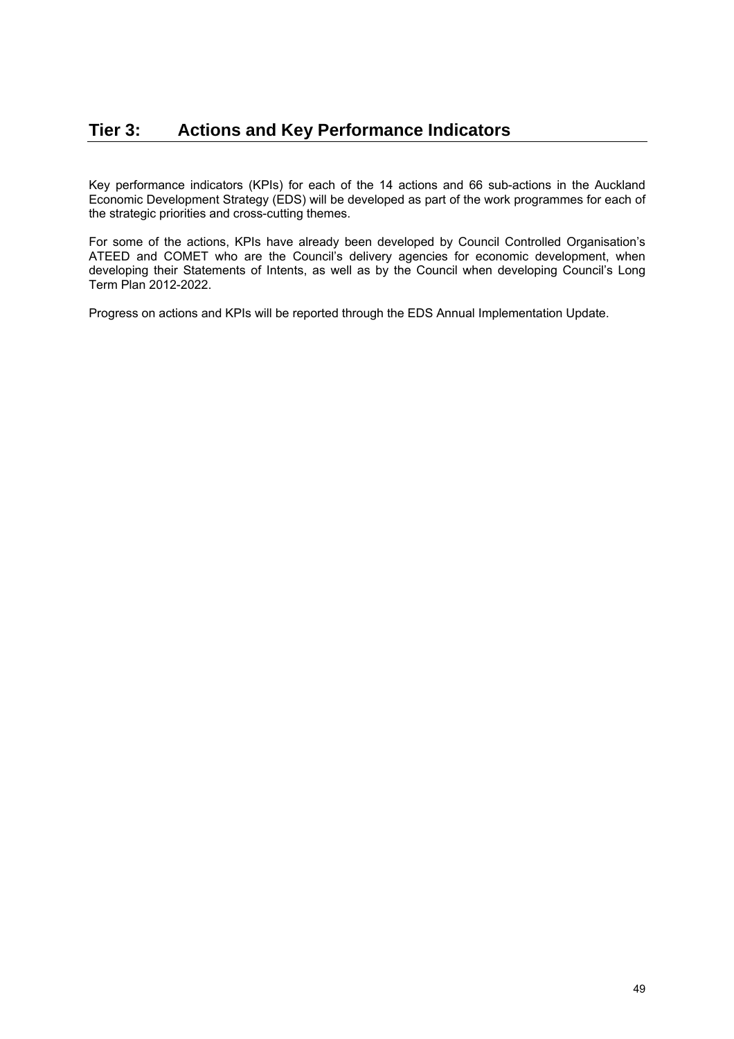# Tier 3: Actions and Key Performance Indicators

Key performance indicators (KPIs) for each of the 14 actions and 66 sub-actions in the Auckland Economic Development Strategy (EDS) will be developed as part of the work programmes for each of the strategic priorities and cross-cutting themes.

For some of the actions, KPIs have already been developed by Council Controlled Organisation's ATEED and COMET who are the Council's delivery agencies for economic development, when developing their Statements of Intents, as well as by the Council when developing Council's Long Term Plan 2012-2022.

Progress on actions and KPIs will be reported through the EDS Annual Implementation Update.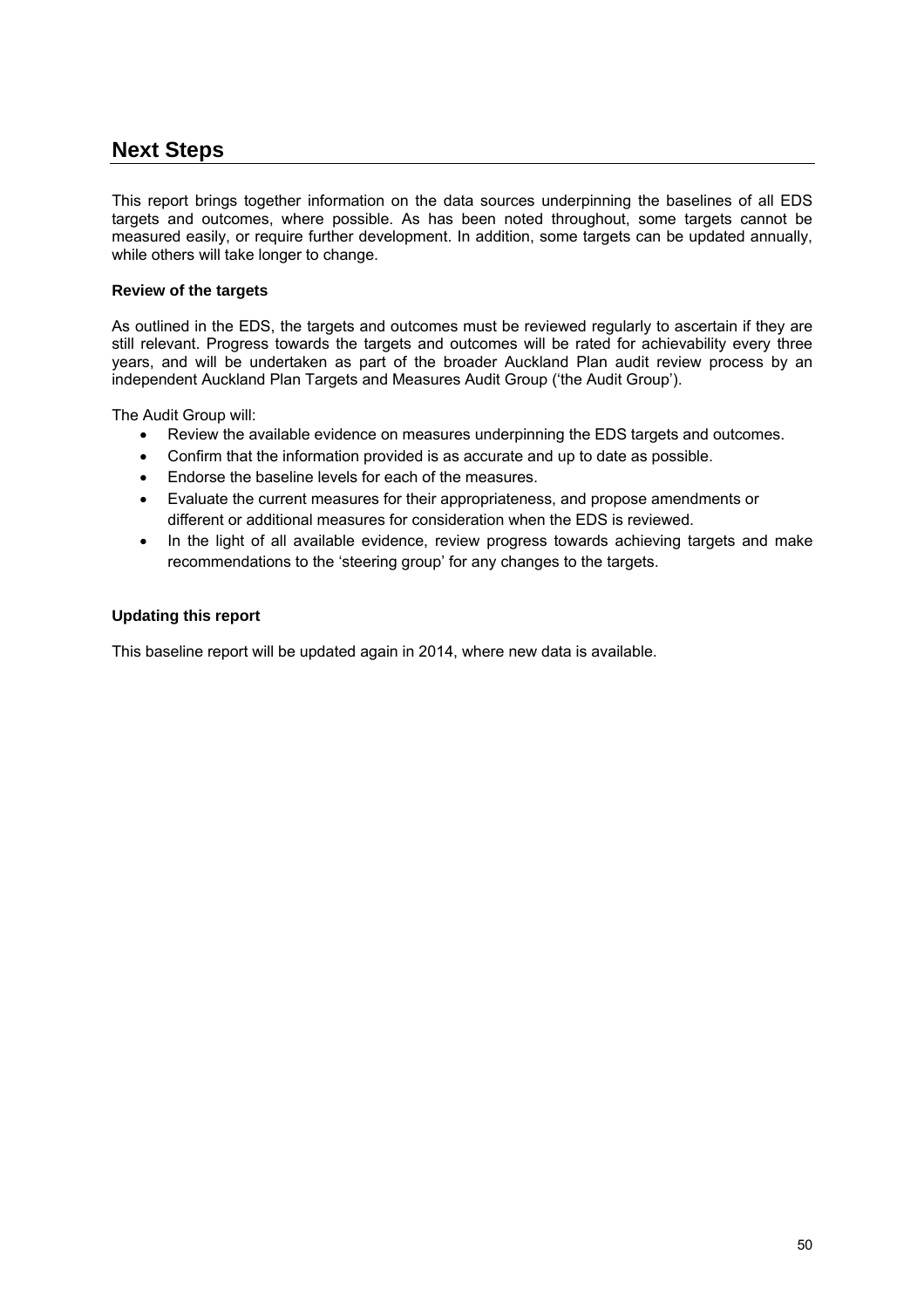## Next Steps

This report brings together information on the data sources underpinning the baselines of all EDS targets and outcomes, where possible. As has been noted throughout, some targets cannot be measured easily, or require further development. In addition, some targets can be updated annually, while others will take longer to change.

**Review of the targets**

As outlined in the EDS, the targets and outcomes must be reviewed regularly to ascertain if they are still relevant. Progress towards the targets and outcomes will be rated for achievability every three years, and will be undertaken as part of the broader Auckland Plan audit review process by an independent Auckland Plan Targets and Measures Audit Group ('the Audit Group').

The Audit Group will:

- Review the available evidence on measures underpinning the EDS targets and outcomes.
- Confirm that the information provided is as accurate and up to date as possible.
- Endorse the baseline levels for each of the measures.
- Evaluate the current measures for their appropriateness, and propose amendments or different or additional measures for consideration when the EDS is reviewed.
- In the light of all available evidence, review progress towards achieving targets and make recommendations to the 'steering group' for any changes to the targets.

**Updating this report**

This baseline report will be updated again in 2014, where new data is available.